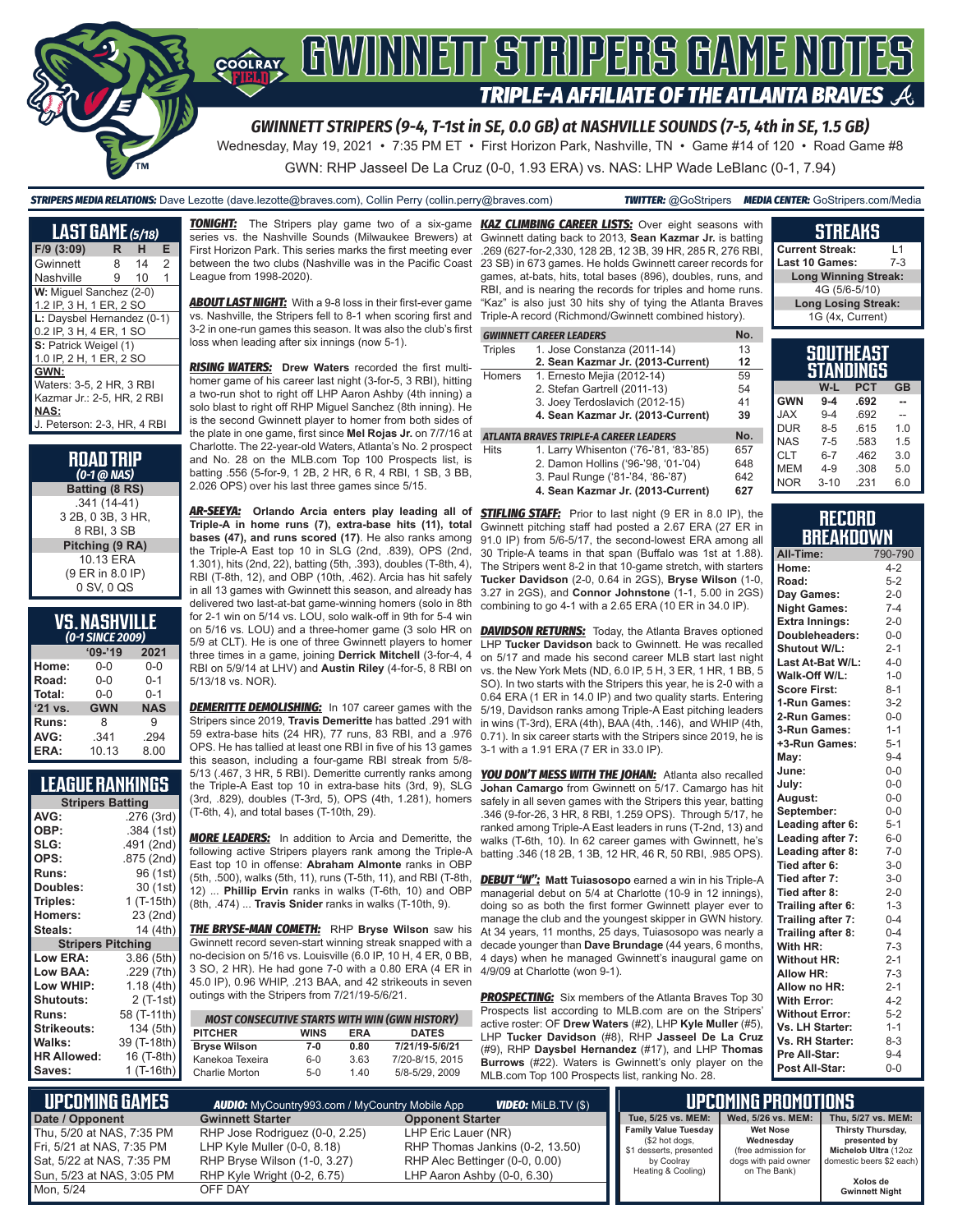# GWINNETT STRIPERS GAME NOTES

## TRIPLE-A AFFILIATE OF THE ATLANTA BRAVES

### GWINNETT STRIPERS (9-4, T-1st in SE, 0.0 GB) at NASHVILLE SOUNDS (7-5, 4th in SE, 1.5 GB)

Wednesday, May 19, 2021 • 7:35 PM ET • First Horizon Park, Nashville, TN • Game #14 of 120 • Road Game #8

GWN: RHP Jasseel De La Cruz (0-0, 1.93 ERA) vs. NAS: LHP Wade LeBlanc (0-1, 7.94)

**STRIPERS MEDIA RELATIONS:** Dave Lezotte (dave.lezotte@braves.com), Collin Perry (collin.perry@braves.com) **TWITTER:** @GoStripers **MEDIA CENTER:** GoStripers.com/Media

## LAST GAME (5/18)

| F/9 (3:09) | R | H | E |
|---|---|---|---|
| Gwinnett | 8 | 14 | 2 |
| Nashville | 9 | 10 | 1 |

**W:** Miguel Sanchez (2-0)
1.2 IP, 3 H, 1 ER, 2 SO

**L:** Daysbel Hernandez (0-1)
0.2 IP, 3 H, 4 ER, 1 SO

**S:** Patrick Weigel (1)
1.0 IP, 2 H, 1 ER, 2 SO

**GWN:**
Waters: 3-5, 2 HR, 3 RBI
Kazmar Jr.: 2-5, HR, 2 RBI

**NAS:**
J. Peterson: 2-3, HR, 4 RBI

## ROAD TRIP
*(0-1 @ NAS)*

**Batting (8 RS)**
.341 (14-41)
3 2B, 0 3B, 3 HR,
8 RBI, 3 SB

**Pitching (9 RA)**
10.13 ERA
(9 ER in 8.0 IP)
0 SV, 0 QS

## VS. NASHVILLE
*(0-1 SINCE 2009)*

| | '09-'19 | 2021 |
|---|---|---|
| Home: | 0-0 | 0-0 |
| Road: | 0-0 | 0-1 |
| Total: | 0-0 | 0-1 |
| '21 vs. | GWN | NAS |
| Runs: | 8 | 9 |
| AVG: | .341 | .294 |
| ERA: | 10.13 | 8.00 |

## LEAGUE RANKINGS

| Stripers Batting | |
|---|---|
| AVG: | .276 (3rd) |
| OBP: | .384 (1st) |
| SLG: | .491 (2nd) |
| OPS: | .875 (2nd) |
| Runs: | 96 (1st) |
| Doubles: | 30 (1st) |
| Triples: | 1 (T-15th) |
| Homers: | 23 (2nd) |
| Steals: | 14 (4th) |
| **Stripers Pitching** | |
| Low ERA: | 3.86 (5th) |
| Low BAA: | .229 (7th) |
| Low WHIP: | 1.18 (4th) |
| Shutouts: | 2 (T-1st) |
| Runs: | 58 (T-11th) |
| Strikeouts: | 134 (5th) |
| Walks: | 39 (T-18th) |
| HR Allowed: | 16 (T-8th) |
| Saves: | 1 (T-16th) |

**TONIGHT:** The Stripers play game two of a six-game series vs. the Nashville Sounds (Milwaukee Brewers) at First Horizon Park. This series marks the first meeting ever between the two clubs (Nashville was in the Pacific Coast League from 1998-2020).

**ABOUT LAST NIGHT:** With a 9-8 loss in their first-ever game vs. Nashville, the Stripers fell to 8-1 when scoring first and 3-2 in one-run games this season. It was also the club's first loss when leading after six innings (now 5-1).

**RISING WATERS:** **Drew Waters** recorded the first multi-homer game of his career last night (3-for-5, 3 RBI), hitting a two-run shot to right off LHP Aaron Ashby (4th inning) a solo blast to right off RHP Miguel Sanchez (8th inning). He is the second Gwinnett player to homer from both sides of the plate in one game, first since **Mel Rojas Jr.** on 7/7/16 at Charlotte. The 22-year-old Waters, Atlanta's No. 2 prospect and No. 28 on the MLB.com Top 100 Prospects list, is batting .556 (5-for-9, 1 2B, 2 HR, 6 R, 4 RBI, 1 SB, 3 BB, 2.026 OPS) over his last three games since 5/15.

**AR-SEEYA:** **Orlando Arcia enters play leading all of Triple-A in home runs (7), extra-base hits (11), total bases (47), and runs scored (17).** He also ranks among the Triple-A East top 10 in SLG (2nd, .839), OPS (2nd, 1.301), hits (2nd, 22), batting (5th, .393), doubles (T-8th, 4), RBI (T-8th, 12), and OBP (10th, .462). Arcia has hit safely in all 13 games with Gwinnett this season, and already has delivered two last-at-bat game-winning homers (solo in 8th for 2-1 win on 5/14 vs. LOU, solo walk-off in 9th for 5-4 win on 5/16 vs. LOU) and a three-homer game (3 solo HR on 5/9 at CLT). He is one of three Gwinnett players to homer three times in a game, joining **Derrick Mitchell** (3-for-4, 4 RBI on 5/9/14 at LHV) and **Austin Riley** (4-for-5, 8 RBI on 5/13/18 vs. NOR).

**DEMERITTE DEMOLISHING:** In 107 career games with the Stripers since 2019, **Travis Demeritte** has batted .291 with 59 extra-base hits (24 HR), 77 runs, 83 RBI, and a .976 OPS. He has tallied at least one RBI in five of his 13 games this season, including a four-game RBI streak from 5/8-5/13 (.467, 3 HR, 5 RBI). Demeritte currently ranks among the Triple-A East top 10 in extra-base hits (3rd, 9), SLG (3rd, .829), doubles (T-3rd, 5), OPS (4th, 1.281), homers (T-6th, 4), and total bases (T-10th, 29).

**MORE LEADERS:** In addition to Arcia and Demeritte, the following active Stripers players rank among the Triple-A East top 10 in offense: **Abraham Almonte** ranks in OBP (5th, .500), walks (5th, 11), runs (T-5th, 11), and RBI (T-8th, 12) ... **Phillip Ervin** ranks in walks (T-6th, 10) and OBP (8th, .474) ... **Travis Snider** ranks in walks (T-10th, 9).

**THE BRYSE-MAN COMETH:** RHP **Bryse Wilson** saw his Gwinnett record seven-start winning streak snapped with a no-decision on 5/16 vs. Louisville (6.0 IP, 10 H, 4 ER, 0 BB, 3 SO, 2 HR). He had gone 7-0 with a 0.80 ERA (4 ER in 45.0 IP), 0.96 WHIP, .213 BAA, and 42 strikeouts in seven outings with the Stripers from 7/21/19-5/6/21.

| MOST CONSECUTIVE STARTS WITH WIN (GWN HISTORY) | | | |
|---|---|---|---|
| PITCHER | WINS | ERA | DATES |
| Bryse Wilson | 7-0 | 0.80 | 7/21/19-5/6/21 |
| Kanekoa Texeira | 6-0 | 3.63 | 7/20-8/15, 2015 |
| Charlie Morton | 5-0 | 1.40 | 5/8-5/29, 2009 |

**KAZ CLIMBING CAREER LISTS:** Over eight seasons with Gwinnett dating back to 2013, **Sean Kazmar Jr.** is batting .269 (627-for-2,330, 128 2B, 12 3B, 39 HR, 285 R, 276 RBI, 23 SB) in 673 games. He holds Gwinnett career records for games, at-bats, hits, total bases (896), doubles, runs, and RBI, and is nearing the records for triples and home runs. "Kaz" is also just 30 hits shy of tying the Atlanta Braves Triple-A record (Richmond/Gwinnett combined history).

| GWINNETT CAREER LEADERS | | No. |
|---|---|---|
| Triples | 1. Jose Constanza (2011-14) | 13 |
| | **2. Sean Kazmar Jr. (2013-Current)** | **12** |
| Homers | 1. Ernesto Mejia (2012-14) | 59 |
| | 2. Stefan Gartrell (2011-13) | 54 |
| | 3. Joey Terdoslavich (2012-15) | 41 |
| | **4. Sean Kazmar Jr. (2013-Current)** | **39** |
| **ATLANTA BRAVES TRIPLE-A CAREER LEADERS** | | **No.** |
| Hits | 1. Larry Whisenton ('76-'81, '83-'85) | 657 |
| | 2. Damon Hollins ('96-'98, '01-'04) | 648 |
| | 3. Paul Runge ('81-'84, '86-'87) | 642 |
| | **4. Sean Kazmar Jr. (2013-Current)** | **627** |

**STIFLING STAFF:** Prior to last night (9 ER in 8.0 IP), the Gwinnett pitching staff had posted a 2.67 ERA (27 ER in 91.0 IP) from 5/6-5/17, the second-lowest ERA among all 30 Triple-A teams in that span (Buffalo was 1st at 1.88). The Stripers went 8-2 in that 10-game stretch, with starters **Tucker Davidson** (2-0, 0.64 in 2GS), **Bryse Wilson** (1-0, 3.27 in 2GS), and **Connor Johnstone** (1-1, 5.00 in 2GS) combining to go 4-1 with a 2.65 ERA (10 ER in 34.0 IP).

**DAVIDSON RETURNS:** Today, the Atlanta Braves optioned LHP **Tucker Davidson** back to Gwinnett. He was recalled on 5/17 and made his second career MLB start last night vs. the New York Mets (ND, 6.0 IP, 5 H, 3 ER, 1 HR, 1 BB, 5 SO). In two starts with the Stripers this year, he is 2-0 with a 0.64 ERA (1 ER in 14.0 IP) and two quality starts. Entering 5/19, Davidson ranks among Triple-A East pitching leaders in wins (T-3rd), ERA (4th), BAA (4th, .146), and WHIP (4th, 0.71). In six career starts with the Stripers since 2019, he is 3-1 with a 1.91 ERA (7 ER in 33.0 IP).

**YOU DON'T MESS WITH THE JOHAN:** Atlanta also recalled **Johan Camargo** from Gwinnett on 5/17. Camargo has hit safely in all seven games with the Stripers this year, batting .346 (9-for-26, 3 HR, 8 RBI, 1.259 OPS). Through 5/17, he ranked among Triple-A East leaders in runs (T-2nd, 13) and walks (T-6th, 10). In 62 career games with Gwinnett, he's batting .346 (78 2B, 1 3B, 12 HR, 46 R, 50 RBI, .985 OPS).

**DEBUT "W":** **Matt Tuiasosopo** earned a win in his Triple-A managerial debut on 5/4 at Charlotte (10-9 in 12 innings), doing so as both the first former Gwinnett player ever to manage the club and the youngest skipper in GWN history. At 34 years, 11 months, 25 days, Tuiasosopo was nearly a decade younger than **Dave Brundage** (44 years, 6 months, 4 days) when he managed Gwinnett's inaugural game on 4/9/09 at Charlotte (won 9-1).

**PROSPECTING:** Six members of the Atlanta Braves Top 30 Prospects list according to MLB.com are on the Stripers' active roster: OF **Drew Waters** (#2), LHP **Kyle Muller** (#5), LHP **Tucker Davidson** (#8), RHP **Jasseel De La Cruz** (#9), RHP **Daysbel Hernandez** (#17), and LHP **Thomas Burrows** (#22). Waters is Gwinnett's only player on the MLB.com Top 100 Prospects list, ranking No. 28.

## STREAKS

| | |
|---|---|
| Current Streak: | L1 |
| Last 10 Games: | 7-3 |
| **Long Winning Streak:** | |
| 4G (5/6-5/10) | |
| **Long Losing Streak:** | |
| 1G (4x, Current) | |

## SOUTHEAST STANDINGS

| | W-L | PCT | GB |
|---|---|---|---|
| **GWN** | **9-4** | **.692** | **--** |
| JAX | 9-4 | .692 | -- |
| DUR | 8-5 | .615 | 1.0 |
| NAS | 7-5 | .583 | 1.5 |
| CLT | 6-7 | .462 | 3.0 |
| MEM | 4-9 | .308 | 5.0 |
| NOR | 3-10 | .231 | 6.0 |

## RECORD BREAKDOWN

| | |
|---|---|
| All-Time: | 790-790 |
| Home: | 4-2 |
| Road: | 5-2 |
| Day Games: | 2-0 |
| Night Games: | 7-4 |
| Extra Innings: | 2-0 |
| Doubleheaders: | 0-0 |
| Shutout W/L: | 2-1 |
| Last At-Bat W/L: | 4-0 |
| Walk-Off W/L: | 1-0 |
| Score First: | 8-1 |
| 1-Run Games: | 3-2 |
| 2-Run Games: | 0-0 |
| 3-Run Games: | 1-1 |
| +3-Run Games: | 5-1 |
| May: | 9-4 |
| June: | 0-0 |
| July: | 0-0 |
| August: | 0-0 |
| September: | 0-0 |
| Leading after 6: | 5-1 |
| Leading after 7: | 6-0 |
| Leading after 8: | 7-0 |
| Tied after 6: | 3-0 |
| Tied after 7: | 3-0 |
| Tied after 8: | 2-0 |
| Trailing after 6: | 1-3 |
| Trailing after 7: | 0-4 |
| Trailing after 8: | 0-4 |
| With HR: | 7-3 |
| Without HR: | 2-1 |
| Allow HR: | 7-3 |
| Allow no HR: | 2-1 |
| With Error: | 4-2 |
| Without Error: | 5-2 |
| Vs. LH Starter: | 1-1 |
| Vs. RH Starter: | 8-3 |
| Pre All-Star: | 9-4 |
| Post All-Star: | 0-0 |

## UPCOMING GAMES

**AUDIO:** MyCountry993.com / MyCountry Mobile App **VIDEO:** MiLB.TV ($)

| Date / Opponent | Gwinnett Starter | Opponent Starter |
|---|---|---|
| Thu, 5/20 at NAS, 7:35 PM | RHP Jose Rodriguez (0-0, 2.25) | LHP Eric Lauer (NR) |
| Fri, 5/21 at NAS, 7:35 PM | LHP Kyle Muller (0-0, 8.18) | RHP Thomas Jankins (0-2, 13.50) |
| Sat, 5/22 at NAS, 7:35 PM | RHP Bryse Wilson (1-0, 3.27) | RHP Alec Bettinger (0-0, 0.00) |
| Sun, 5/23 at NAS, 3:05 PM | RHP Kyle Wright (0-2, 6.75) | LHP Aaron Ashby (0-0, 6.30) |
| Mon, 5/24 | OFF DAY | |

## UPCOMING PROMOTIONS

| Tue, 5/25 vs. MEM: | Wed, 5/26 vs. MEM: | Thu, 5/27 vs. MEM: |
|---|---|---|
| **Family Value Tuesday** ($2 hot dogs, $1 desserts, presented by Coolray Heating & Cooling) | **Wet Nose Wednesday** (free admission for dogs with paid owner on The Bank) | **Thirsty Thursday, presented by Michelob Ultra** (12oz domestic beers $2 each) **Xolos de Gwinnett Night** |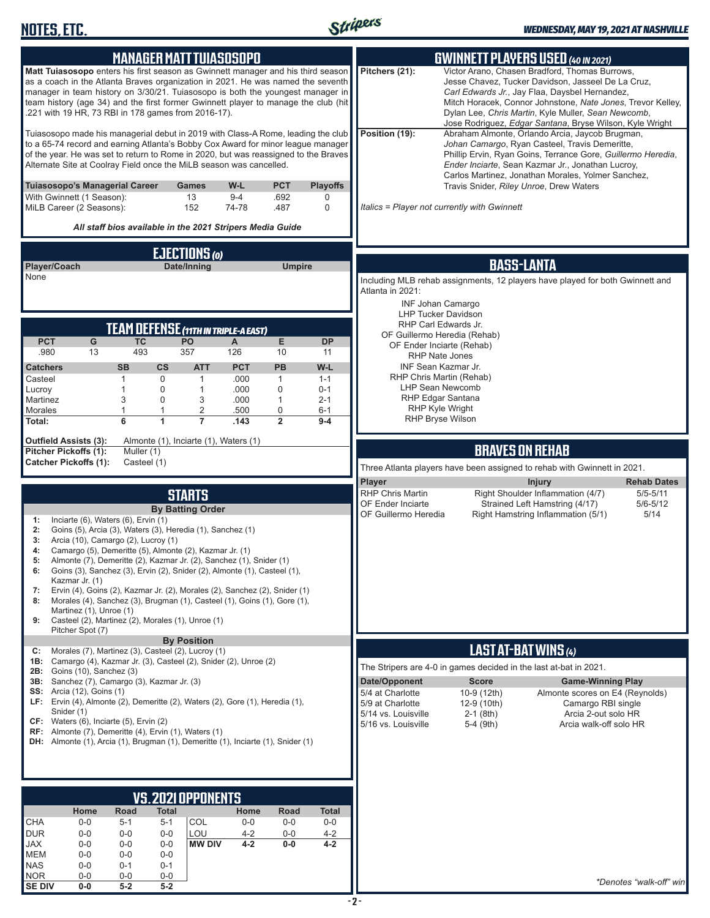# NOTES, ETC.

*WEDNESDAY, MAY 19, 2021 AT NASHVILLE*

## MANAGER MATT TUIASOSOPO

**Matt Tuiasosopo** enters his first season as Gwinnett manager and his third season as a coach in the Atlanta Braves organization in 2021. He was named the seventh manager in team history on 3/30/21. Tuiasosopo is both the youngest manager in team history (age 34) and the first former Gwinnett player to manage the club (hit .221 with 19 HR, 73 RBI in 178 games from 2016-17).

Tuiasosopo made his managerial debut in 2019 with Class-A Rome, leading the club to a 65-74 record and earning Atlanta's Bobby Cox Award for minor league manager of the year. He was set to return to Rome in 2020, but was reassigned to the Braves Alternate Site at Coolray Field once the MiLB season was cancelled.

| Tuiasosopo's Managerial Career | Games | W-L | PCT | Playoffs |
|---|---|---|---|---|
| With Gwinnett (1 Season): | 13 | 9-4 | .692 | 0 |
| MiLB Career (2 Seasons): | 152 | 74-78 | .487 | 0 |

***All staff bios available in the 2021 Stripers Media Guide***

## EJECTIONS (0)

| Player/Coach | Date/Inning | Umpire |
|---|---|---|
| None | | |

## TEAM DEFENSE (11TH IN TRIPLE-A EAST)

| PCT | G | TC | PO | A | E | DP |
|---|---|---|---|---|---|---|
| .980 | 13 | 493 | 357 | 126 | 10 | 11 |

| Catchers | SB | CS | ATT | PCT | PB | W-L |
|---|---|---|---|---|---|---|
| Casteel | 1 | 0 | 1 | .000 | 1 | 1-1 |
| Lucroy | 1 | 0 | 1 | .000 | 0 | 0-1 |
| Martinez | 3 | 0 | 3 | .000 | 1 | 2-1 |
| Morales | 1 | 1 | 2 | .500 | 0 | 6-1 |
| **Total:** | **6** | **1** | **7** | **.143** | **2** | **9-4** |

**Outfield Assists (3):** Almonte (1), Inciarte (1), Waters (1)
**Pitcher Pickoffs (1):** Muller (1)
**Catcher Pickoffs (1):** Casteel (1)

## STARTS

### By Batting Order

- **1:** Inciarte (6), Waters (6), Ervin (1)
- **2:** Goins (5), Arcia (3), Waters (3), Heredia (1), Sanchez (1)
- **3:** Arcia (10), Camargo (2), Lucroy (1)
- **4:** Camargo (5), Demeritte (5), Almonte (2), Kazmar Jr. (1)
- **5:** Almonte (7), Demeritte (2), Kazmar Jr. (2), Sanchez (1), Snider (1)
- **6:** Goins (3), Sanchez (3), Ervin (2), Snider (2), Almonte (1), Casteel (1), Kazmar Jr. (1)
- **7:** Ervin (4), Goins (2), Kazmar Jr. (2), Morales (2), Sanchez (2), Snider (1)
- **8:** Morales (4), Sanchez (3), Brugman (1), Casteel (1), Goins (1), Gore (1), Martinez (1), Unroe (1)
- **9:** Casteel (2), Martinez (2), Morales (1), Unroe (1) Pitcher Spot (7)

### By Position

- **C:** Morales (7), Martinez (3), Casteel (2), Lucroy (1)
- **1B:** Camargo (4), Kazmar Jr. (3), Casteel (2), Snider (2), Unroe (2)
- **2B:** Goins (10), Sanchez (3)
- **3B:** Sanchez (7), Camargo (3), Kazmar Jr. (3)
- **SS:** Arcia (12), Goins (1)
- **LF:** Ervin (4), Almonte (2), Demeritte (2), Waters (2), Gore (1), Heredia (1), Snider (1)
- **CF:** Waters (6), Inciarte (5), Ervin (2)
- **RF:** Almonte (7), Demeritte (4), Ervin (1), Waters (1)
- **DH:** Almonte (1), Arcia (1), Brugman (1), Demeritte (1), Inciarte (1), Snider (1)

## VS. 2021 OPPONENTS

| | Home | Road | Total | | Home | Road | Total |
|---|---|---|---|---|---|---|---|
| CHA | 0-0 | 5-1 | 5-1 | COL | 0-0 | 0-0 | 0-0 |
| DUR | 0-0 | 0-0 | 0-0 | LOU | 4-2 | 0-0 | 4-2 |
| JAX | 0-0 | 0-0 | 0-0 | **MW DIV** | **4-2** | **0-0** | **4-2** |
| MEM | 0-0 | 0-0 | 0-0 | | | | |
| NAS | 0-0 | 0-1 | 0-1 | | | | |
| NOR | 0-0 | 0-0 | 0-0 | | | | |
| **SE DIV** | **0-0** | **5-2** | **5-2** | | | | |

## GWINNETT PLAYERS USED (40 IN 2021)

**Pitchers (21):** Victor Arano, Chasen Bradford, Thomas Burrows, Jesse Chavez, Tucker Davidson, Jasseel De La Cruz, *Carl Edwards Jr.*, Jay Flaa, Daysbel Hernandez, Mitch Horacek, Connor Johnstone, *Nate Jones*, Trevor Kelley, Dylan Lee, *Chris Martin*, Kyle Muller, *Sean Newcomb*, Jose Rodriguez, *Edgar Santana*, Bryse Wilson, Kyle Wright

**Position (19):** Abraham Almonte, Orlando Arcia, Jaycob Brugman, *Johan Camargo*, Ryan Casteel, Travis Demeritte, Phillip Ervin, Ryan Goins, Terrance Gore, *Guillermo Heredia*, *Ender Inciarte*, Sean Kazmar Jr., Jonathan Lucroy, Carlos Martinez, Jonathan Morales, Yolmer Sanchez, Travis Snider, *Riley Unroe*, Drew Waters

*Italics = Player not currently with Gwinnett*

## BASS-LANTA

Including MLB rehab assignments, 12 players have played for both Gwinnett and Atlanta in 2021:

- INF Johan Camargo
- LHP Tucker Davidson
- RHP Carl Edwards Jr.
- OF Guillermo Heredia (Rehab)
- OF Ender Inciarte (Rehab)
- RHP Nate Jones
- INF Sean Kazmar Jr.
- RHP Chris Martin (Rehab)
- LHP Sean Newcomb
- RHP Edgar Santana
- RHP Kyle Wright
- RHP Bryse Wilson

## BRAVES ON REHAB

Three Atlanta players have been assigned to rehab with Gwinnett in 2021.

| Player | Injury | Rehab Dates |
|---|---|---|
| RHP Chris Martin | Right Shoulder Inflammation (4/7) | 5/5-5/11 |
| OF Ender Inciarte | Strained Left Hamstring (4/17) | 5/6-5/12 |
| OF Guillermo Heredia | Right Hamstring Inflammation (5/1) | 5/14 |

## LAST AT-BAT WINS (4)

The Stripers are 4-0 in games decided in the last at-bat in 2021.

| Date/Opponent | Score | Game-Winning Play |
|---|---|---|
| 5/4 at Charlotte | 10-9 (12th) | Almonte scores on E4 (Reynolds) |
| 5/9 at Charlotte | 12-9 (10th) | Camargo RBI single |
| 5/14 vs. Louisville | 2-1 (8th) | Arcia 2-out solo HR |
| 5/16 vs. Louisville | 5-4 (9th) | Arcia walk-off solo HR |

*\*Denotes "walk-off" win*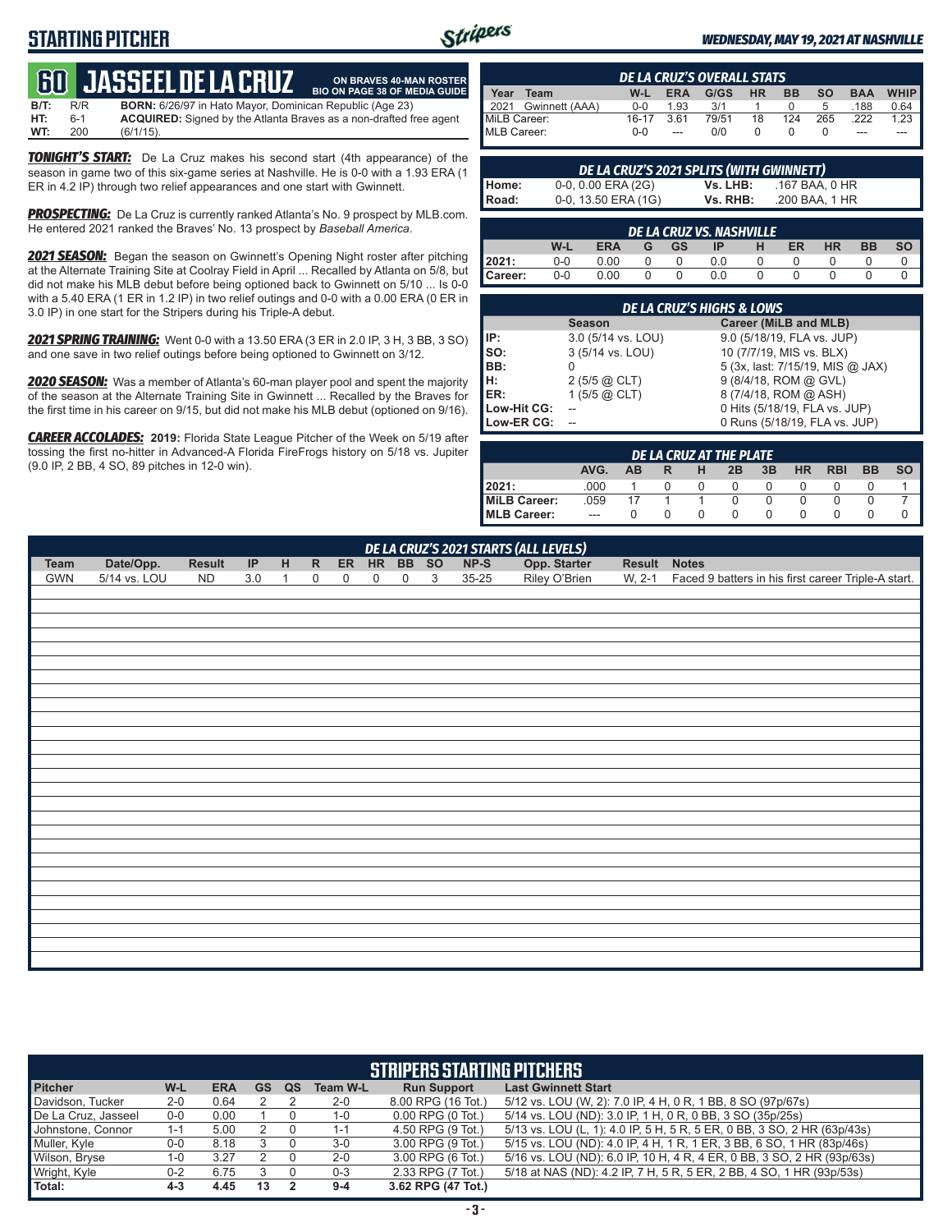# STARTING PITCHER

## 60 JASSEEL DE LA CRUZ

**ON BRAVES 40-MAN ROSTER**
**BIO ON PAGE 38 OF MEDIA GUIDE**

**B/T:** R/R **BORN:** 6/26/97 in Hato Mayor, Dominican Republic (Age 23)
**HT:** 6-1 **ACQUIRED:** Signed by the Atlanta Braves as a non-drafted free agent
**WT:** 200 (6/1/15).

***TONIGHT'S START:*** De La Cruz makes his second start (4th appearance) of the season in game two of this six-game series at Nashville. He is 0-0 with a 1.93 ERA (1 ER in 4.2 IP) through two relief appearances and one start with Gwinnett.

***PROSPECTING:*** De La Cruz is currently ranked Atlanta's No. 9 prospect by MLB.com. He entered 2021 ranked the Braves' No. 13 prospect by *Baseball America*.

***2021 SEASON:*** Began the season on Gwinnett's Opening Night roster after pitching at the Alternate Training Site at Coolray Field in April ... Recalled by Atlanta on 5/8, but did not make his MLB debut before being optioned back to Gwinnett on 5/10 ... Is 0-0 with a 5.40 ERA (1 ER in 1.2 IP) in two relief outings and 0-0 with a 0.00 ERA (0 ER in 3.0 IP) in one start for the Stripers during his Triple-A debut.

***2021 SPRING TRAINING:*** Went 0-0 with a 13.50 ERA (3 ER in 2.0 IP, 3 H, 3 BB, 3 SO) and one save in two relief outings before being optioned to Gwinnett on 3/12.

***2020 SEASON:*** Was a member of Atlanta's 60-man player pool and spent the majority of the season at the Alternate Training Site in Gwinnett ... Recalled by the Braves for the first time in his career on 9/15, but did not make his MLB debut (optioned on 9/16).

***CAREER ACCOLADES:*** **2019:** Florida State League Pitcher of the Week on 5/19 after tossing the first no-hitter in Advanced-A Florida FireFrogs history on 5/18 vs. Jupiter (9.0 IP, 2 BB, 4 SO, 89 pitches in 12-0 win).

### DE LA CRUZ'S OVERALL STATS

| Year | Team | W-L | ERA | G/GS | HR | BB | SO | BAA | WHIP |
|---|---|---|---|---|---|---|---|---|---|
| 2021 | Gwinnett (AAA) | 0-0 | 1.93 | 3/1 | 1 | 0 | 5 | .188 | 0.64 |
| MiLB Career: | | 16-17 | 3.61 | 79/51 | 18 | 124 | 265 | .222 | 1.23 |
| MLB Career: | | 0-0 | --- | 0/0 | 0 | 0 | 0 | --- | --- |

### DE LA CRUZ'S 2021 SPLITS (WITH GWINNETT)

| | | | |
|---|---|---|---|
| Home: | 0-0, 0.00 ERA (2G) | Vs. LHB: | .167 BAA, 0 HR |
| Road: | 0-0, 13.50 ERA (1G) | Vs. RHB: | .200 BAA, 1 HR |

### DE LA CRUZ VS. NASHVILLE

| | W-L | ERA | G | GS | IP | H | ER | HR | BB | SO |
|---|---|---|---|---|---|---|---|---|---|---|
| 2021: | 0-0 | 0.00 | 0 | 0 | 0.0 | 0 | 0 | 0 | 0 | 0 |
| Career: | 0-0 | 0.00 | 0 | 0 | 0.0 | 0 | 0 | 0 | 0 | 0 |

### DE LA CRUZ'S HIGHS & LOWS

| | Season | Career (MiLB and MLB) |
|---|---|---|
| IP: | 3.0 (5/14 vs. LOU) | 9.0 (5/18/19, FLA vs. JUP) |
| SO: | 3 (5/14 vs. LOU) | 10 (7/7/19, MIS vs. BLX) |
| BB: | 0 | 5 (3x, last: 7/15/19, MIS @ JAX) |
| H: | 2 (5/5 @ CLT) | 9 (8/4/18, ROM @ GVL) |
| ER: | 1 (5/5 @ CLT) | 8 (7/4/18, ROM @ ASH) |
| Low-Hit CG: | -- | 0 Hits (5/18/19, FLA vs. JUP) |
| Low-ER CG: | -- | 0 Runs (5/18/19, FLA vs. JUP) |

### DE LA CRUZ AT THE PLATE

| | AVG. | AB | R | H | 2B | 3B | HR | RBI | BB | SO |
|---|---|---|---|---|---|---|---|---|---|---|
| 2021: | .000 | 1 | 0 | 0 | 0 | 0 | 0 | 0 | 0 | 1 |
| MiLB Career: | .059 | 17 | 1 | 1 | 0 | 0 | 0 | 0 | 0 | 7 |
| MLB Career: | --- | 0 | 0 | 0 | 0 | 0 | 0 | 0 | 0 | 0 |

### DE LA CRUZ'S 2021 STARTS (ALL LEVELS)

| Team | Date/Opp. | Result | IP | H | R | ER | HR | BB | SO | NP-S | Opp. Starter | Result | Notes |
|---|---|---|---|---|---|---|---|---|---|---|---|---|---|
| GWN | 5/14 vs. LOU | ND | 3.0 | 1 | 0 | 0 | 0 | 0 | 3 | 35-25 | Riley O'Brien | W, 2-1 | Faced 9 batters in his first career Triple-A start. |

### STRIPERS STARTING PITCHERS

| Pitcher | W-L | ERA | GS | QS | Team W-L | Run Support | Last Gwinnett Start |
|---|---|---|---|---|---|---|---|
| Davidson, Tucker | 2-0 | 0.64 | 2 | 2 | 2-0 | 8.00 RPG (16 Tot.) | 5/12 vs. LOU (W, 2): 7.0 IP, 4 H, 0 R, 1 BB, 8 SO (97p/67s) |
| De La Cruz, Jasseel | 0-0 | 0.00 | 1 | 0 | 1-0 | 0.00 RPG (0 Tot.) | 5/14 vs. LOU (ND): 3.0 IP, 1 H, 0 R, 0 BB, 3 SO (35p/25s) |
| Johnstone, Connor | 1-1 | 5.00 | 2 | 0 | 1-1 | 4.50 RPG (9 Tot.) | 5/13 vs. LOU (L, 1): 4.0 IP, 5 H, 5 R, 5 ER, 0 BB, 3 SO, 2 HR (63p/43s) |
| Muller, Kyle | 0-0 | 8.18 | 3 | 0 | 3-0 | 3.00 RPG (9 Tot.) | 5/15 vs. LOU (ND): 4.0 IP, 4 H, 1 R, 1 ER, 3 BB, 6 SO, 1 HR (83p/46s) |
| Wilson, Bryse | 1-0 | 3.27 | 2 | 0 | 2-0 | 3.00 RPG (6 Tot.) | 5/16 vs. LOU (ND): 6.0 IP, 10 H, 4 R, 4 ER, 0 BB, 3 SO, 2 HR (93p/63s) |
| Wright, Kyle | 0-2 | 6.75 | 3 | 0 | 0-3 | 2.33 RPG (7 Tot.) | 5/18 at NAS (ND): 4.2 IP, 7 H, 5 R, 5 ER, 2 BB, 4 SO, 1 HR (93p/53s) |
| **Total:** | **4-3** | **4.45** | **13** | **2** | **9-4** | **3.62 RPG (47 Tot.)** | |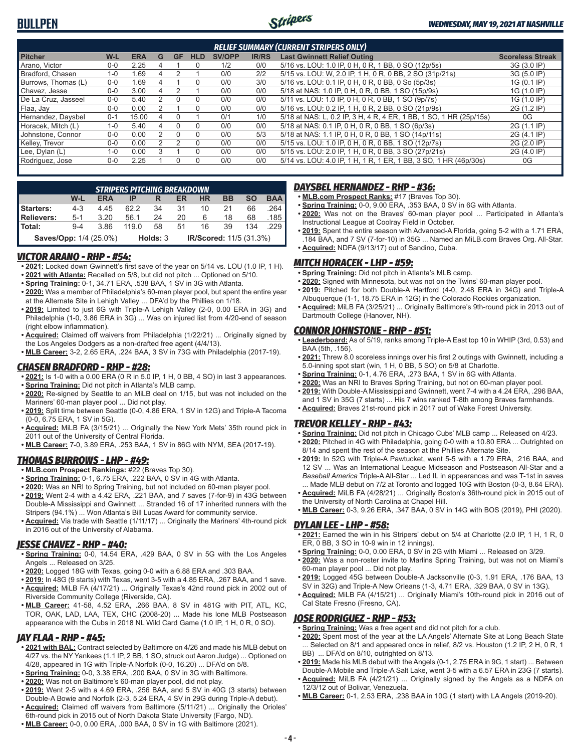# BULLPEN

*WEDNESDAY, MAY 19, 2021 AT NASHVILLE*

| RELIEF SUMMARY (CURRENT STRIPERS ONLY) | | | | | | | | | |
|---|---|---|---|---|---|---|---|---|---|
| Pitcher | W-L | ERA | G | GF | HLD | SV/OPP | IR/RS | Last Gwinnett Relief Outing | Scoreless Streak |
| Arano, Victor | 0-0 | 2.25 | 4 | 1 | 0 | 1/2 | 0/0 | 5/16 vs. LOU: 1.0 IP, 0 H, 0 R, 1 BB, 0 SO (12p/5s) | 3G (3.0 IP) |
| Bradford, Chasen | 1-0 | 1.69 | 4 | 2 | 1 | 0/0 | 2/2 | 5/15 vs. LOU: W, 2.0 IP, 1 H, 0 R, 0 BB, 2 SO (31p/21s) | 3G (5.0 IP) |
| Burrows, Thomas (L) | 0-0 | 1.69 | 4 | 1 | 0 | 0/0 | 3/0 | 5/16 vs. LOU: 0.1 IP, 0 H, 0 R, 0 BB, 0 So (5p/3s) | 1G (0.1 IP) |
| Chavez, Jesse | 0-0 | 3.00 | 4 | 2 | 1 | 0/0 | 0/0 | 5/18 at NAS: 1.0 IP, 0 H, 0 R, 0 BB, 1 SO (15p/9s) | 1G (1.0 IP) |
| De La Cruz, Jasseel | 0-0 | 5.40 | 2 | 0 | 0 | 0/0 | 0/0 | 5/11 vs. LOU: 1.0 IP, 0 H, 0 R, 0 BB, 1 SO (9p/7s) | 1G (1.0 IP) |
| Flaa, Jay | 0-0 | 0.00 | 2 | 1 | 0 | 0/0 | 0/0 | 5/16 vs. LOU: 0.2 IP, 1 H, 0 R, 2 BB, 0 SO (21p/9s) | 2G (1.2 IP) |
| Hernandez, Daysbel | 0-1 | 15.00 | 4 | 0 | 1 | 0/1 | 1/0 | 5/18 at NAS: L, 0.2 IP, 3 H, 4 R, 4 ER, 1 BB, 1 SO, 1 HR (25p/15s) | 0G |
| Horacek, Mitch (L) | 1-0 | 5.40 | 4 | 0 | 0 | 0/0 | 0/0 | 5/18 at NAS: 0.1 IP, 0 H, 0 R, 0 BB, 1 SO (6p/3s) | 2G (1.1 IP) |
| Johnstone, Connor | 0-0 | 0.00 | 2 | 0 | 0 | 0/0 | 5/3 | 5/18 at NAS: 1.1 IP, 0 H, 0 R, 0 BB, 1 SO (14p/11s) | 2G (4.1 IP) |
| Kelley, Trevor | 0-0 | 0.00 | 2 | 2 | 0 | 0/0 | 0/0 | 5/15 vs. LOU: 1.0 IP, 0 H, 0 R, 0 BB, 1 SO (12p/7s) | 2G (2.0 IP) |
| Lee, Dylan (L) | 1-0 | 0.00 | 3 | 1 | 0 | 0/0 | 0/0 | 5/15 vs. LOU: 2.0 IP, 1 H, 0 R, 0 BB, 3 SO (27p/21s) | 2G (4.0 IP) |
| Rodriguez, Jose | 0-0 | 2.25 | 1 | 0 | 0 | 0/0 | 0/0 | 5/14 vs. LOU: 4.0 IP, 1 H, 1 R, 1 ER, 1 BB, 3 SO, 1 HR (46p/30s) | 0G |

| STRIPERS PITCHING BREAKDOWN | | | | | | | | | |
|---|---|---|---|---|---|---|---|---|---|
| | W-L | ERA | IP | R | ER | HR | BB | SO | BAA |
| Starters: | 4-3 | 4.45 | 62.2 | 34 | 31 | 10 | 21 | 66 | .264 |
| Relievers: | 5-1 | 3.20 | 56.1 | 24 | 20 | 6 | 18 | 68 | .185 |
| Total: | 9-4 | 3.86 | 119.0 | 58 | 51 | 16 | 39 | 134 | .229 |
| Saves/Opp: 1/4 (25.0%) | | | | Holds: 3 | | IR/Scored: 11/5 (31.3%) | | | |

## VICTOR ARANO - RHP - #54:

- **2021:** Locked down Gwinnett's first save of the year on 5/14 vs. LOU (1.0 IP, 1 H).
- **2021 with Atlanta:** Recalled on 5/8, but did not pitch ... Optioned on 5/10.
- **Spring Training:** 0-1, 34.71 ERA, .538 BAA, 1 SV in 3G with Atlanta.
- **2020:** Was a member of Philadelphia's 60-man player pool, but spent the entire year at the Alternate Site in Lehigh Valley ... DFA'd by the Phillies on 1/18.
- **2019:** Limited to just 6G with Triple-A Lehigh Valley (2-0, 0.00 ERA in 3G) and Philadelphia (1-0, 3.86 ERA in 3G) ... Was on injured list from 4/20-end of season (right elbow inflammation).
- **Acquired:** Claimed off waivers from Philadelphia (1/22/21) ... Originally signed by the Los Angeles Dodgers as a non-drafted free agent (4/4/13).
- **MLB Career:** 3-2, 2.65 ERA, .224 BAA, 3 SV in 73G with Philadelphia (2017-19).

## CHASEN BRADFORD - RHP - #28:

- **2021:** Is 1-0 with a 0.00 ERA (0 R in 5.0 IP, 1 H, 0 BB, 4 SO) in last 3 appearances.
- **Spring Training:** Did not pitch in Atlanta's MLB camp.
- **2020:** Re-signed by Seattle to an MiLB deal on 1/15, but was not included on the Mariners' 60-man player pool ... Did not play.
- **2019:** Split time between Seattle (0-0, 4.86 ERA, 1 SV in 12G) and Triple-A Tacoma (0-0, 6.75 ERA, 1 SV in 5G).
- **Acquired:** MiLB FA (3/15/21) ... Originally the New York Mets' 35th round pick in 2011 out of the University of Central Florida.
- **MLB Career:** 7-0, 3.89 ERA, .253 BAA, 1 SV in 86G with NYM, SEA (2017-19).

## THOMAS BURROWS - LHP - #49:

- **MLB.com Prospect Rankings:** #22 (Braves Top 30).
- **Spring Training:** 0-1, 6.75 ERA, .222 BAA, 0 SV in 4G with Atlanta.
- **2020:** Was an NRI to Spring Training, but not included on 60-man player pool.
- **2019:** Went 2-4 with a 4.42 ERA, .221 BAA, and 7 saves (7-for-9) in 43G between Double-A Mississippi and Gwinnett ... Stranded 16 of 17 inherited runners with the Stripers (94.1%) ... Won Atlanta's Bill Lucas Award for community service.
- **Acquired:** Via trade with Seattle (1/11/17) ... Originally the Mariners' 4th-round pick in 2016 out of the University of Alabama.

## JESSE CHAVEZ - RHP - #40:

- **Spring Training:** 0-0, 14.54 ERA, .429 BAA, 0 SV in 5G with the Los Angeles Angels ... Released on 3/25.
- **2020:** Logged 18G with Texas, going 0-0 with a 6.88 ERA and .303 BAA.
- **2019:** In 48G (9 starts) with Texas, went 3-5 with a 4.85 ERA, .267 BAA, and 1 save.
- **Acquired:** MiLB FA (4/17/21) ... Originally Texas's 42nd round pick in 2002 out of Riverside Community College (Riverside, CA).
- **MLB Career:** 41-58, 4.52 ERA, .266 BAA, 8 SV in 481G with PIT, ATL, KC, TOR, OAK, LAD, LAA, TEX, CHC (2008-20) ... Made his lone MLB Postseason appearance with the Cubs in 2018 NL Wild Card Game (1.0 IP, 1 H, 0 R, 0 SO).

## JAY FLAA - RHP - #45:

- **2021 with BAL:** Contract selected by Baltimore on 4/26 and made his MLB debut on 4/27 vs. the NY Yankees (1.1 IP, 2 BB, 1 SO, struck out Aaron Judge) ... Optioned on 4/28, appeared in 1G with Triple-A Norfolk (0-0, 16.20) ... DFA'd on 5/8.
- **Spring Training:** 0-0, 3.38 ERA, .200 BAA, 0 SV in 3G with Baltimore.
- **2020:** Was not on Baltimore's 60-man player pool, did not play.
- **2019:** Went 2-5 with a 4.69 ERA, .256 BAA, and 5 SV in 40G (3 starts) between Double-A Bowie and Norfolk (2-3, 5.24 ERA, 4 SV in 29G during Triple-A debut).
- **Acquired:** Claimed off waivers from Baltimore (5/11/21) ... Originally the Orioles' 6th-round pick in 2015 out of North Dakota State University (Fargo, ND).
- **MLB Career:** 0-0, 0.00 ERA, .000 BAA, 0 SV in 1G with Baltimore (2021).

## DAYSBEL HERNANDEZ - RHP - #36:

- **MLB.com Prospect Ranks:** #17 (Braves Top 30).
- **Spring Training:** 0-0, 9.00 ERA, .353 BAA, 0 SV in 6G with Atlanta.
- **2020:** Was not on the Braves' 60-man player pool ... Participated in Atlanta's Instructional League at Coolray Field in October.
- **2019:** Spent the entire season with Advanced-A Florida, going 5-2 with a 1.71 ERA, .184 BAA, and 7 SV (7-for-10) in 35G ... Named an MiLB.com Braves Org. All-Star.
- **Acquired:** NDFA (9/13/17) out of Sandino, Cuba.

## MITCH HORACEK - LHP - #59:

- **Spring Training:** Did not pitch in Atlanta's MLB camp.
- **2020:** Signed with Minnesota, but was not on the Twins' 60-man player pool.
- **2019:** Pitched for both Double-A Hartford (4-0, 2.48 ERA in 34G) and Triple-A Albuquerque (1-1, 18.75 ERA in 12G) in the Colorado Rockies organization.
- **Acquired:** MiLB FA (3/25/21) ... Originally Baltimore's 9th-round pick in 2013 out of Dartmouth College (Hanover, NH).

## CONNOR JOHNSTONE - RHP - #51:

- **Leaderboard:** As of 5/19, ranks among Triple-A East top 10 in WHIP (3rd, 0.53) and BAA (5th, .156).
- **2021:** Threw 8.0 scoreless innings over his first 2 outings with Gwinnett, including a 5.0-inning spot start (win, 1 H, 0 BB, 5 SO) on 5/8 at Charlotte.
- **Spring Training:** 0-1, 4.76 ERA, .273 BAA, 1 SV in 6G with Atlanta.
- **2020:** Was an NRI to Braves Spring Training, but not on 60-man player pool.
- **2019:** With Double-A Mississippi and Gwinnett, went 7-4 with a 4.24 ERA, .296 BAA, and 1 SV in 35G (7 starts) ... His 7 wins ranked T-8th among Braves farmhands.
- **Acquired:** Braves 21st-round pick in 2017 out of Wake Forest University.

## TREVOR KELLEY - RHP - #43:

- **Spring Training:** Did not pitch in Chicago Cubs' MLB camp ... Released on 4/23.
- **2020:** Pitched in 4G with Philadelphia, going 0-0 with a 10.80 ERA ... Outrighted on 8/14 and spent the rest of the season at the Phillies Alternate Site.
- **2019:** In 52G with Triple-A Pawtucket, went 5-5 with a 1.79 ERA, .216 BAA, and 12 SV ... Was an International League Midseason and Postseason All-Star and a *Baseball America* Triple-A All-Star ... Led IL in appearances and was T-1st in saves ... Made MLB debut on 7/2 at Toronto and logged 10G with Boston (0-3, 8.64 ERA).
- **Acquired:** MiLB FA (4/28/21) ... Originally Boston's 36th-round pick in 2015 out of the University of North Carolina at Chapel Hill.
- **MLB Career:** 0-3, 9.26 ERA, .347 BAA, 0 SV in 14G with BOS (2019), PHI (2020).

## DYLAN LEE - LHP - #58:

- **2021:** Earned the win in his Stripers' debut on 5/4 at Charlotte (2.0 IP, 1 H, 1 R, 0 ER, 0 BB, 3 SO in 10-9 win in 12 innings).
- **Spring Training:** 0-0, 0.00 ERA, 0 SV in 2G with Miami ... Released on 3/29.
- **2020:** Was a non-roster invite to Marlins Spring Training, but was not on Miami's 60-man player pool ... Did not play.
- **2019:** Logged 45G between Double-A Jacksonville (0-3, 1.91 ERA, .176 BAA, 13 SV in 32G) and Triple-A New Orleans (1-3, 4.71 ERA, .329 BAA, 0 SV in 13G).
- **Acquired:** MiLB FA (4/15/21) ... Originally Miami's 10th-round pick in 2016 out of Cal State Fresno (Fresno, CA).

## JOSE RODRIGUEZ - RHP - #53:

- **Spring Training:** Was a free agent and did not pitch for a club.
- **2020:** Spent most of the year at the LA Angels' Alternate Site at Long Beach State ... Selected on 8/1 and appeared once in relief, 8/2 vs. Houston (1.2 IP, 2 H, 0 R, 1 BB) ... DFA'd on 8/10, outrighted on 8/13.
- **2019:** Made his MLB debut with the Angels (0-1, 2.75 ERA in 9G, 1 start) ... Between Double-A Mobile and Triple-A Salt Lake, went 3-5 with a 6.57 ERA in 23G (7 starts).
- **Acquired:** MiLB FA (4/21/21) ... Originally signed by the Angels as a NDFA on 12/3/12 out of Bolivar, Venezuela.
- **MLB Career:** 0-1, 2.53 ERA, .238 BAA in 10G (1 start) with LA Angels (2019-20).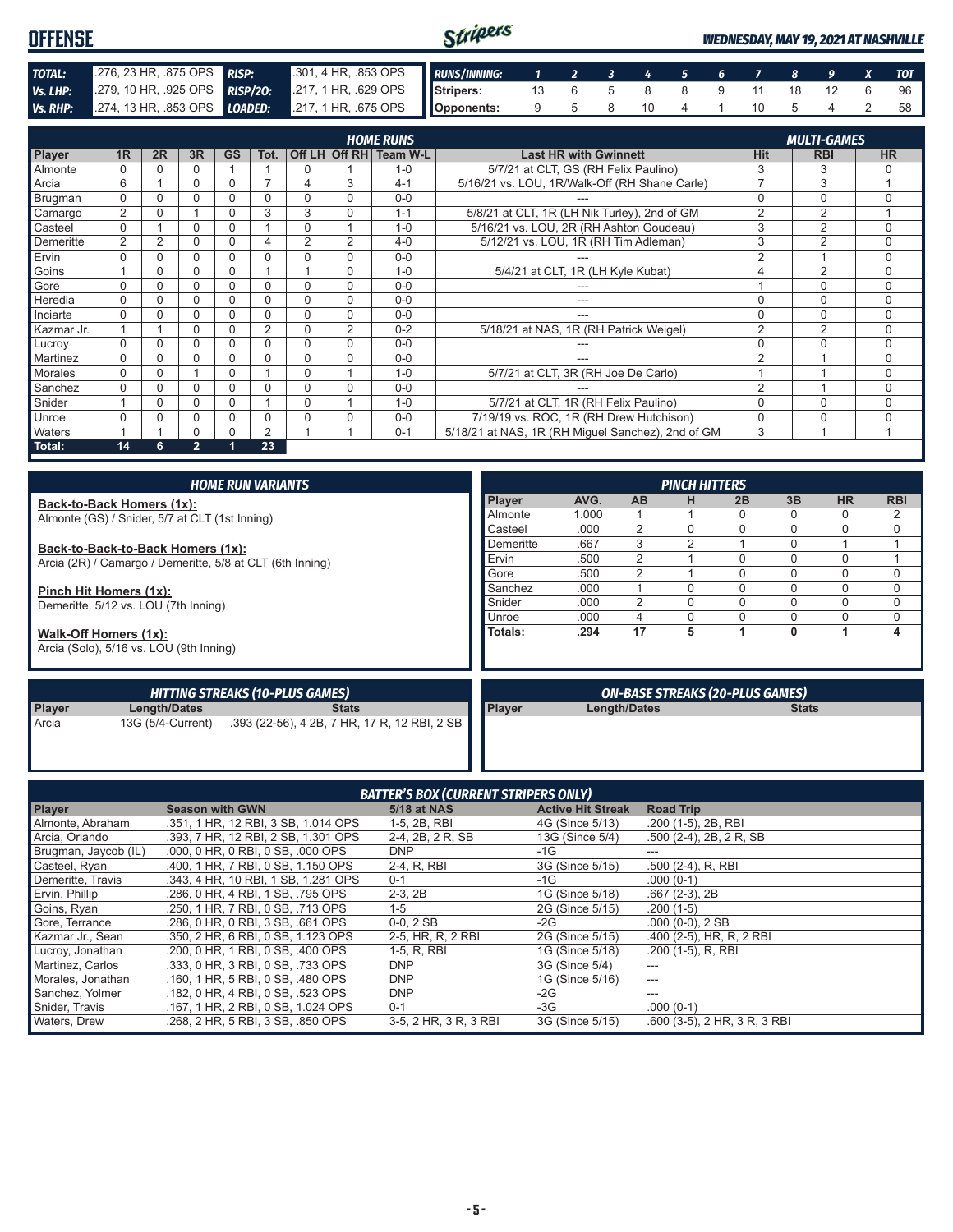# OFFENSE

**WEDNESDAY, MAY 19, 2021 AT NASHVILLE**

| | | | |
|---|---|---|---|
| **TOTAL:** | .276, 23 HR, .875 OPS | **RISP:** | .301, 4 HR, .853 OPS |
| **Vs. LHP:** | .279, 10 HR, .925 OPS | **RISP/2O:** | .217, 1 HR, .629 OPS |
| **Vs. RHP:** | .274, 13 HR, .853 OPS | **LOADED:** | .217, 1 HR, .675 OPS |

| RUNS/INNING: | 1 | 2 | 3 | 4 | 5 | 6 | 7 | 8 | 9 | X | TOT |
|---|---|---|---|---|---|---|---|---|---|---|---|
| Stripers: | 13 | 6 | 5 | 8 | 8 | 9 | 11 | 18 | 12 | 6 | 96 |
| Opponents: | 9 | 5 | 8 | 10 | 4 | 1 | 10 | 5 | 4 | 2 | 58 |

## HOME RUNS / MULTI-GAMES

| Player | 1R | 2R | 3R | GS | Tot. | Off LH | Off RH | Team W-L | Last HR with Gwinnett | Hit | RBI | HR |
|---|---|---|---|---|---|---|---|---|---|---|---|---|
| Almonte | 0 | 0 | 0 | 1 | 1 | 0 | 1 | 1-0 | 5/7/21 at CLT, GS (RH Felix Paulino) | 3 | 3 | 0 |
| Arcia | 6 | 1 | 0 | 0 | 7 | 4 | 3 | 4-1 | 5/16/21 vs. LOU, 1R/Walk-Off (RH Shane Carle) | 7 | 3 | 1 |
| Brugman | 0 | 0 | 0 | 0 | 0 | 0 | 0 | 0-0 | --- | 0 | 0 | 0 |
| Camargo | 2 | 0 | 1 | 0 | 3 | 3 | 0 | 1-1 | 5/8/21 at CLT, 1R (LH Nik Turley), 2nd of GM | 2 | 2 | 1 |
| Casteel | 0 | 1 | 0 | 0 | 1 | 0 | 1 | 1-0 | 5/16/21 vs. LOU, 2R (RH Ashton Goudeau) | 3 | 2 | 0 |
| Demeritte | 2 | 2 | 0 | 0 | 4 | 2 | 2 | 4-0 | 5/12/21 vs. LOU, 1R (RH Tim Adleman) | 3 | 2 | 0 |
| Ervin | 0 | 0 | 0 | 0 | 0 | 0 | 0 | 0-0 | --- | 2 | 1 | 0 |
| Goins | 1 | 0 | 0 | 0 | 1 | 1 | 0 | 1-0 | 5/4/21 at CLT, 1R (LH Kyle Kubat) | 4 | 2 | 0 |
| Gore | 0 | 0 | 0 | 0 | 0 | 0 | 0 | 0-0 | --- | 1 | 0 | 0 |
| Heredia | 0 | 0 | 0 | 0 | 0 | 0 | 0 | 0-0 | --- | 0 | 0 | 0 |
| Inciarte | 0 | 0 | 0 | 0 | 0 | 0 | 0 | 0-0 | --- | 0 | 0 | 0 |
| Kazmar Jr. | 1 | 1 | 0 | 0 | 2 | 0 | 2 | 0-2 | 5/18/21 at NAS, 1R (RH Patrick Weigel) | 2 | 2 | 0 |
| Lucroy | 0 | 0 | 0 | 0 | 0 | 0 | 0 | 0-0 | --- | 0 | 0 | 0 |
| Martinez | 0 | 0 | 0 | 0 | 0 | 0 | 0 | 0-0 | --- | 2 | 1 | 0 |
| Morales | 0 | 0 | 1 | 0 | 1 | 0 | 1 | 1-0 | 5/7/21 at CLT, 3R (RH Joe De Carlo) | 1 | 1 | 0 |
| Sanchez | 0 | 0 | 0 | 0 | 0 | 0 | 0 | 0-0 | --- | 2 | 1 | 0 |
| Snider | 1 | 0 | 0 | 0 | 1 | 0 | 1 | 1-0 | 5/7/21 at CLT, 1R (RH Felix Paulino) | 0 | 0 | 0 |
| Unroe | 0 | 0 | 0 | 0 | 0 | 0 | 0 | 0-0 | 7/19/19 vs. ROC, 1R (RH Drew Hutchison) | 0 | 0 | 0 |
| Waters | 1 | 1 | 0 | 0 | 2 | 1 | 1 | 0-1 | 5/18/21 at NAS, 1R (RH Miguel Sanchez), 2nd of GM | 3 | 1 | 1 |
| **Total:** | **14** | **6** | **2** | **1** | **23** | | | | | | | |

## HOME RUN VARIANTS

**Back-to-Back Homers (1x):**
Almonte (GS) / Snider, 5/7 at CLT (1st Inning)

**Back-to-Back-to-Back Homers (1x):**
Arcia (2R) / Camargo / Demeritte, 5/8 at CLT (6th Inning)

**Pinch Hit Homers (1x):**
Demeritte, 5/12 vs. LOU (7th Inning)

**Walk-Off Homers (1x):**
Arcia (Solo), 5/16 vs. LOU (9th Inning)

## PINCH HITTERS

| Player | AVG. | AB | H | 2B | 3B | HR | RBI |
|---|---|---|---|---|---|---|---|
| Almonte | 1.000 | 1 | 1 | 0 | 0 | 0 | 2 |
| Casteel | .000 | 2 | 0 | 0 | 0 | 0 | 0 |
| Demeritte | .667 | 3 | 2 | 1 | 0 | 1 | 1 |
| Ervin | .500 | 2 | 1 | 0 | 0 | 0 | 1 |
| Gore | .500 | 2 | 1 | 0 | 0 | 0 | 0 |
| Sanchez | .000 | 1 | 0 | 0 | 0 | 0 | 0 |
| Snider | .000 | 2 | 0 | 0 | 0 | 0 | 0 |
| Unroe | .000 | 4 | 0 | 0 | 0 | 0 | 0 |
| **Totals:** | **.294** | **17** | **5** | **1** | **0** | **1** | **4** |

## HITTING STREAKS (10-PLUS GAMES)

| Player | Length/Dates | Stats |
|---|---|---|
| Arcia | 13G (5/4-Current) | .393 (22-56), 4 2B, 7 HR, 17 R, 12 RBI, 2 SB |

## ON-BASE STREAKS (20-PLUS GAMES)

| Player | Length/Dates | Stats |
|---|---|---|

## BATTER'S BOX (CURRENT STRIPERS ONLY)

| Player | Season with GWN | 5/18 at NAS | Active Hit Streak | Road Trip |
|---|---|---|---|---|
| Almonte, Abraham | .351, 1 HR, 12 RBI, 3 SB, 1.014 OPS | 1-5, 2B, RBI | 4G (Since 5/13) | .200 (1-5), 2B, RBI |
| Arcia, Orlando | .393, 7 HR, 12 RBI, 2 SB, 1.301 OPS | 2-4, 2B, 2 R, SB | 13G (Since 5/4) | .500 (2-4), 2B, 2 R, SB |
| Brugman, Jaycob (IL) | .000, 0 HR, 0 RBI, 0 SB, .000 OPS | DNP | -1G | --- |
| Casteel, Ryan | .400, 1 HR, 7 RBI, 0 SB, 1.150 OPS | 2-4, R, RBI | 3G (Since 5/15) | .500 (2-4), R, RBI |
| Demeritte, Travis | .343, 4 HR, 10 RBI, 1 SB, 1.281 OPS | 0-1 | -1G | .000 (0-1) |
| Ervin, Phillip | .286, 0 HR, 4 RBI, 1 SB, .795 OPS | 2-3, 2B | 1G (Since 5/18) | .667 (2-3), 2B |
| Goins, Ryan | .250, 1 HR, 7 RBI, 0 SB, .713 OPS | 1-5 | 2G (Since 5/15) | .200 (1-5) |
| Gore, Terrance | .286, 0 HR, 0 RBI, 3 SB, .661 OPS | 0-0, 2 SB | -2G | .000 (0-0), 2 SB |
| Kazmar Jr., Sean | .350, 2 HR, 6 RBI, 0 SB, 1.123 OPS | 2-5, HR, R, 2 RBI | 2G (Since 5/15) | .400 (2-5), HR, R, 2 RBI |
| Lucroy, Jonathan | .200, 0 HR, 1 RBI, 0 SB, .400 OPS | 1-5, R, RBI | 1G (Since 5/18) | .200 (1-5), R, RBI |
| Martinez, Carlos | .333, 0 HR, 3 RBI, 0 SB, .733 OPS | DNP | 3G (Since 5/4) | --- |
| Morales, Jonathan | .160, 1 HR, 5 RBI, 0 SB, .480 OPS | DNP | 1G (Since 5/16) | --- |
| Sanchez, Yolmer | .182, 0 HR, 4 RBI, 0 SB, .523 OPS | DNP | -2G | --- |
| Snider, Travis | .167, 1 HR, 2 RBI, 0 SB, 1.024 OPS | 0-1 | -3G | .000 (0-1) |
| Waters, Drew | .268, 2 HR, 5 RBI, 3 SB, .850 OPS | 3-5, 2 HR, 3 R, 3 RBI | 3G (Since 5/15) | .600 (3-5), 2 HR, 3 R, 3 RBI |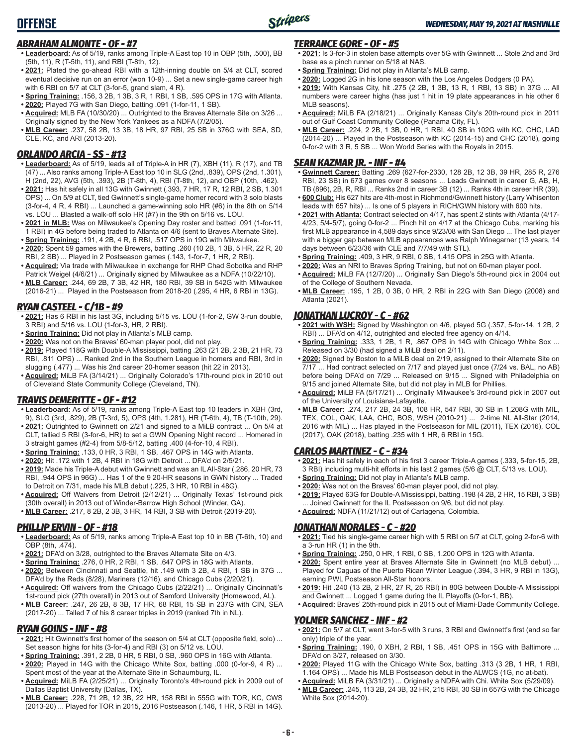# OFFENSE

*WEDNESDAY, MAY 19, 2021 AT NASHVILLE*

### *ABRAHAM ALMONTE - OF - #7*

- **Leaderboard:** As of 5/19, ranks among Triple-A East top 10 in OBP (5th, .500), BB (5th, 11), R (T-5th, 11), and RBI (T-8th, 12).
- **2021:** Plated the go-ahead RBI with a 12th-inning double on 5/4 at CLT, scored eventual decisive run on an error (won 10-9) ... Set a new single-game career high with 6 RBI on 5/7 at CLT (3-for-5, grand slam, 4 R).
- **Spring Training:** .156, 3 2B, 1 3B, 3 R, 1 RBI, 1 SB, .595 OPS in 17G with Atlanta.
- **2020:** Played 7G with San Diego, batting .091 (1-for-11, 1 SB).
- **Acquired:** MLB FA (10/30/20) ... Outrighted to the Braves Alternate Site on 3/26 ... Originally signed by the New York Yankees as a NDFA (7/2/05).
- **MLB Career:** .237, 58 2B, 13 3B, 18 HR, 97 RBI, 25 SB in 376G with SEA, SD, CLE, KC, and ARI (2013-20).

### *ORLANDO ARCIA - SS - #13*

- **Leaderboard:** As of 5/19, leads all of Triple-A in HR (7), XBH (11), R (17), and TB (47) ... Also ranks among Triple-A East top 10 in SLG (2nd, .839), OPS (2nd, 1.301), H (2nd, 22), AVG (5th, .393), 2B (T-8th, 4), RBI (T-8th, 12), and OBP (10th, .462).
- **2021:** Has hit safely in all 13G with Gwinnett (.393, 7 HR, 17 R, 12 RBI, 2 SB, 1.301 OPS) ... On 5/9 at CLT, tied Gwinnett's single-game homer record with 3 solo blasts (3-for-4, 4 R, 4 RBI) ... Launched a game-winning solo HR (#6) in the 8th on 5/14 vs. LOU ... Blasted a walk-off solo HR (#7) in the 9th on 5/16 vs. LOU.
- **2021 in MLB:** Was on Milwaukee's Opening Day roster and batted .091 (1-for-11, 1 RBI) in 4G before being traded to Atlanta on 4/6 (sent to Braves Alternate Site).
- **Spring Training:** .191, 4 2B, 4 R, 6 RBI, .517 OPS in 19G with Milwaukee.
- **2020:** Spent 59 games with the Brewers, batting .260 (10 2B, 1 3B, 5 HR, 22 R, 20 RBI, 2 SB) ... Played in 2 Postseason games (.143, 1-for-7, 1 HR, 2 RBI).
- **Acquired:** Via trade with Milwaukee in exchange for RHP Chad Sobotka and RHP Patrick Weigel (4/6/21) ... Originally signed by Milwaukee as a NDFA (10/22/10).
- **MLB Career:** .244, 69 2B, 7 3B, 42 HR, 180 RBI, 39 SB in 542G with Milwaukee (2016-21) ... Played in the Postseason from 2018-20 (.295, 4 HR, 6 RBI in 13G).

### *RYAN CASTEEL - C/1B - #9*

- **2021:** Has 6 RBI in his last 3G, including 5/15 vs. LOU (1-for-2, GW 3-run double, 3 RBI) and 5/16 vs. LOU (1-for-3, HR, 2 RBI).
- **Spring Training:** Did not play in Atlanta's MLB camp.
- **2020:** Was not on the Braves' 60-man player pool, did not play.
- **2019:** Played 118G with Double-A Mississippi, batting .263 (21 2B, 2 3B, 21 HR, 73 RBI, .811 OPS) ... Ranked 2nd in the Southern League in homers and RBI, 3rd in slugging (.477) ... Was his 2nd career 20-homer season (hit 22 in 2013).
- **Acquired:** MiLB FA (3/14/21) ... Originally Colorado's 17th-round pick in 2010 out of Cleveland State Community College (Cleveland, TN).

### *TRAVIS DEMERITTE - OF - #12*

- **Leaderboard:** As of 5/19, ranks among Triple-A East top 10 leaders in XBH (3rd, 9), SLG (3rd, .829), 2B (T-3rd, 5), OPS (4th, 1.281), HR (T-6th, 4), TB (T-10th, 29).
- **2021:** Outrighted to Gwinnett on 2/21 and signed to a MiLB contract ... On 5/4 at CLT, tallied 5 RBI (3-for-6, HR) to set a GWN Opening Night record ... Homered in 3 straight games (#2-4) from 5/8-5/12, batting .400 (4-for-10, 4 RBI).
- **Spring Training:** .133, 0 HR, 3 RBI, 1 SB, .467 OPS in 14G with Atlanta.
- **2020:** Hit .172 with 1 2B, 4 RBI in 18G with Detroit ... DFA'd on 2/5/21.
- **2019:** Made his Triple-A debut with Gwinnett and was an IL All-Star (.286, 20 HR, 73 RBI, .944 OPS in 96G) ... Has 1 of the 9 20-HR seasons in GWN history ... Traded to Detroit on 7/31, made his MLB debut (.225, 3 HR, 10 RBI in 48G).
- **Acquired:** Off Waivers from Detroit (2/12/21) ... Originally Texas' 1st-round pick (30th overall) in 2013 out of Winder-Barrow High School (Winder, GA).
- **MLB Career:** .217, 8 2B, 2 3B, 3 HR, 14 RBI, 3 SB with Detroit (2019-20).

### *PHILLIP ERVIN - OF - #18*

- **Leaderboard:** As of 5/19, ranks among Triple-A East top 10 in BB (T-6th, 10) and OBP (8th, .474).
- **2021:** DFA'd on 3/28, outrighted to the Braves Alternate Site on 4/3.
- **Spring Training:** .276, 0 HR, 2 RBI, 1 SB, .647 OPS in 18G with Atlanta.
- **2020:** Between Cincinnati and Seattle, hit .149 with 3 2B, 4 RBI, 1 SB in 37G ... DFA'd by the Reds (8/28), Mariners (12/16), and Chicago Cubs (2/20/21).
- **Acquired:** Off waivers from the Chicago Cubs (2/22/21) ... Originally Cincinnati's 1st-round pick (27th overall) in 2013 out of Samford University (Homewood, AL).
- **MLB Career:** .247, 26 2B, 8 3B, 17 HR, 68 RBI, 15 SB in 237G with CIN, SEA (2017-20) ... Talled 7 of his 8 career triples in 2019 (ranked 7th in NL).

### *RYAN GOINS - INF - #8*

- **2021:** Hit Gwinnett's first homer of the season on 5/4 at CLT (opposite field, solo) ... Set season highs for hits (3-for-4) and RBI (3) on 5/12 vs. LOU.
- **Spring Training:** .391, 2 2B, 0 HR, 5 RBI, 0 SB, .960 OPS in 16G with Atlanta.
- **2020:** Played in 14G with the Chicago White Sox, batting .000 (0-for-9, 4 R) ... Spent most of the year at the Alternate Site in Schaumburg, IL.
- **Acquired:** MiLB FA (2/25/21) ... Originally Toronto's 4th-round pick in 2009 out of Dallas Baptist University (Dallas, TX).
- **MLB Career:** .228, 71 2B, 12 3B, 22 HR, 158 RBI in 555G with TOR, KC, CWS (2013-20) ... Played for TOR in 2015, 2016 Postseason (.146, 1 HR, 5 RBI in 14G).

### *TERRANCE GORE - OF - #5*

- **2021:** Is 3-for-3 in stolen base attempts over 5G with Gwinnett ... Stole 2nd and 3rd base as a pinch runner on 5/18 at NAS.
- **Spring Training:** Did not play in Atlanta's MLB camp.
- **2020:** Logged 2G in his lone season with the Los Angeles Dodgers (0 PA).
- **2019:** With Kansas City, hit .275 (2 2B, 1 3B, 13 R, 1 RBI, 13 SB) in 37G ... All numbers were career highs (has just 1 hit in 19 plate appearances in his other 6 MLB seasons).
- **Acquired:** MiLB FA (2/18/21) ... Originally Kansas City's 20th-round pick in 2011 out of Gulf Coast Community College (Panama City, FL).
- **MLB Career:** .224, 2 2B, 1 3B, 0 HR, 1 RBI, 40 SB in 102G with KC, CHC, LAD (2014-20) ... Played in the Postseason with KC (2014-15) and CHC (2018), going 0-for-2 with 3 R, 5 SB ... Won World Series with the Royals in 2015.

### *SEAN KAZMAR JR. - INF - #4*

- **Gwinnett Career:** Batting .269 (627-for-2330, 128 2B, 12 3B, 39 HR, 285 R, 276 RBI, 23 SB) in 673 games over 8 seasons ... Leads Gwinnett in career G, AB, H, TB (896), 2B, R, RBI ... Ranks 2nd in career 3B (12) ... Ranks 4th in career HR (39).
- **600 Club:** His 627 hits are 4th-most in Richmond/Gwinnett history (Larry Whisenton leads with 657 hits) ... Is one of 5 players in RICH/GWN history with 600 hits.
- **2021 with Atlanta:** Contract selected on 4/17, has spent 2 stints with Atlanta (4/17-4/23, 5/4-5/7), going 0-for-2 ... Pinch hit on 4/17 at the Chicago Cubs, marking his first MLB appearance in 4,589 days since 9/23/08 with San Diego ... The last player with a bigger gap between MLB appearances was Ralph Winegarner (13 years, 14 days between 6/23/36 with CLE and 7/7/49 with STL).
- **Spring Training:** .409, 3 HR, 9 RBI, 0 SB, 1.415 OPS in 25G with Atlanta.
- **2020:** Was an NRI to Braves Spring Training, but not on 60-man player pool.
- **Acquired:** MiLB FA (12/7/20) ... Originally San Diego's 5th-round pick in 2004 out of the College of Southern Nevada.
- **MLB Career:** .195, 1 2B, 0 3B, 0 HR, 2 RBI in 22G with San Diego (2008) and Atlanta (2021).

### *JONATHAN LUCROY - C - #62*

- **2021 with WSH:** Signed by Washington on 4/6, played 5G (.357, 5-for-14, 1 2B, 2 RBI) ... DFA'd on 4/12, outrighted and elected free agency on 4/14.
- **Spring Training:** .333, 1 2B, 1 R, .867 OPS in 14G with Chicago White Sox ... Released on 3/30 (had signed a MiLB deal on 2/11).
- **2020:** Signed by Boston to a MiLB deal on 2/19, assigned to their Alternate Site on 7/17 ... Had contract selected on 7/17 and played just once (7/24 vs. BAL, no AB) before being DFA'd on 7/29 ... Released on 9/15 ... Signed with Philadelphia on 9/15 and joined Alternate Site, but did not play in MLB for Phillies.
- **Acquired:** MiLB FA (5/17/21) ... Originally Milwaukee's 3rd-round pick in 2007 out of the University of Louisiana-Lafayette.
- **MLB Career:** .274, 217 2B, 24 3B, 108 HR, 547 RBI, 30 SB in 1,208G with MIL, TEX, COL, OAK, LAA, CHC, BOS, WSH (2010-21) ... 2-time NL All-Star (2014, 2016 with MIL) ... Has played in the Postseason for MIL (2011), TEX (2016), COL (2017), OAK (2018), batting .235 with 1 HR, 6 RBI in 15G.

### *CARLOS MARTINEZ - C - #34*

- **2021:** Has hit safely in each of his first 3 career Triple-A games (.333, 5-for-15, 2B, 3 RBI) including multi-hit efforts in his last 2 games (5/6 @ CLT, 5/13 vs. LOU).
- **Spring Training:** Did not play in Atlanta's MLB camp.
- **2020:** Was not on the Braves' 60-man player pool, did not play.
- **2019:** Played 63G for Double-A Mississippi, batting .198 (4 2B, 2 HR, 15 RBI, 3 SB) ... Joined Gwinnett for the IL Postseason on 9/6, but did not play.
- **Acquired:** NDFA (11/21/12) out of Cartagena, Colombia.

### *JONATHAN MORALES - C - #20*

- **2021:** Tied his single-game career high with 5 RBI on 5/7 at CLT, going 2-for-6 with a 3-run HR (1) in the 9th.
- **Spring Training:** .250, 0 HR, 1 RBI, 0 SB, 1.200 OPS in 12G with Atlanta.
- **2020:** Spent entire year at Braves Alternate Site in Gwinnett (no MLB debut) ... Played for Caguas of the Puerto Rican Winter League (.394, 3 HR, 9 RBI in 13G), earning PWL Postseason All-Star honors.
- **2019:** Hit .240 (13 2B, 2 HR, 27 R, 25 RBI) in 80G between Double-A Mississippi and Gwinnett ... Logged 1 game during the IL Playoffs (0-for-1, BB).
- **Acquired:** Braves' 25th-round pick in 2015 out of Miami-Dade Community College.

### *YOLMER SANCHEZ - INF - #2*

- **2021:** On 5/7 at CLT, went 3-for-5 with 3 runs, 3 RBI and Gwinnett's first (and so far only) triple of the year.
- **Spring Training:** .190, 0 XBH, 2 RBI, 1 SB, .451 OPS in 15G with Baltimore ... DFA'd on 3/27, released on 3/30.
- **2020:** Played 11G with the Chicago White Sox, batting .313 (3 2B, 1 HR, 1 RBI, 1.164 OPS) ... Made his MLB Postseason debut in the ALWCS (1G, no at-bat).
- **Acquired:** MiLB FA (3/31/21) ... Originally a NDFA with Chi. White Sox (5/29/09).
- **MLB Career:** .245, 113 2B, 24 3B, 32 HR, 215 RBI, 30 SB in 657G with the Chicago White Sox (2014-20).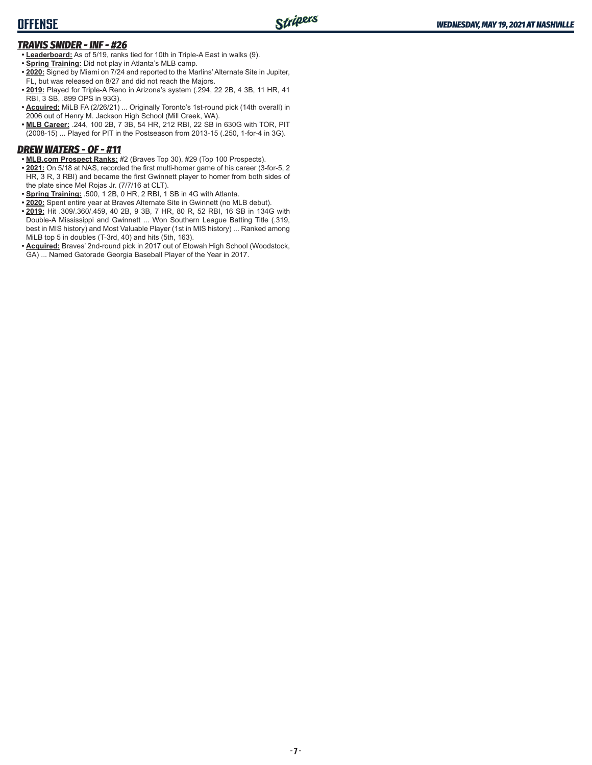## OFFENSE

### *TRAVIS SNIDER - INF - #26*

- **Leaderboard:** As of 5/19, ranks tied for 10th in Triple-A East in walks (9).
- **Spring Training:** Did not play in Atlanta's MLB camp.
- **2020:** Signed by Miami on 7/24 and reported to the Marlins' Alternate Site in Jupiter, FL, but was released on 8/27 and did not reach the Majors.
- **2019:** Played for Triple-A Reno in Arizona's system (.294, 22 2B, 4 3B, 11 HR, 41 RBI, 3 SB, .899 OPS in 93G).
- **Acquired:** MiLB FA (2/26/21) ... Originally Toronto's 1st-round pick (14th overall) in 2006 out of Henry M. Jackson High School (Mill Creek, WA).
- **MLB Career:** .244, 100 2B, 7 3B, 54 HR, 212 RBI, 22 SB in 630G with TOR, PIT (2008-15) ... Played for PIT in the Postseason from 2013-15 (.250, 1-for-4 in 3G).

### *DREW WATERS - OF - #11*

- **MLB.com Prospect Ranks:** #2 (Braves Top 30), #29 (Top 100 Prospects).
- **2021:** On 5/18 at NAS, recorded the first multi-homer game of his career (3-for-5, 2 HR, 3 R, 3 RBI) and became the first Gwinnett player to homer from both sides of the plate since Mel Rojas Jr. (7/7/16 at CLT).
- **Spring Training:** .500, 1 2B, 0 HR, 2 RBI, 1 SB in 4G with Atlanta.
- **2020:** Spent entire year at Braves Alternate Site in Gwinnett (no MLB debut).
- **2019:** Hit .309/.360/.459, 40 2B, 9 3B, 7 HR, 80 R, 52 RBI, 16 SB in 134G with Double-A Mississippi and Gwinnett ... Won Southern League Batting Title (.319, best in MIS history) and Most Valuable Player (1st in MIS history) ... Ranked among MiLB top 5 in doubles (T-3rd, 40) and hits (5th, 163).
- **Acquired:** Braves' 2nd-round pick in 2017 out of Etowah High School (Woodstock, GA) ... Named Gatorade Georgia Baseball Player of the Year in 2017.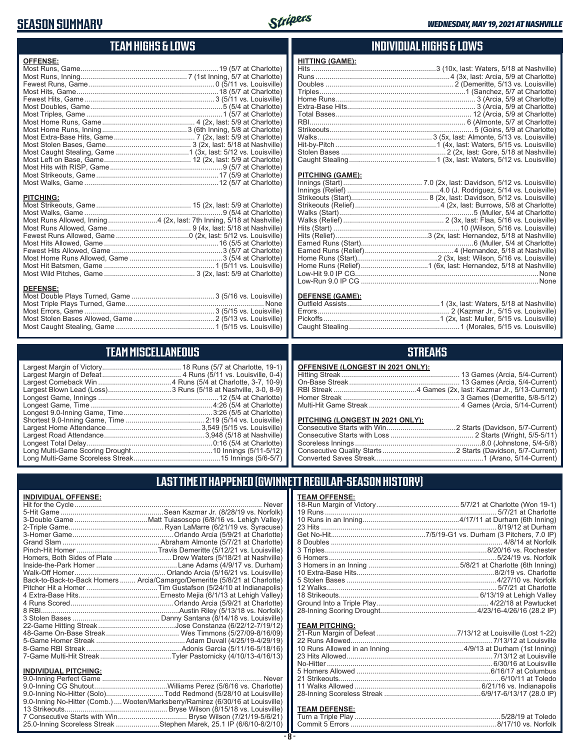# SEASON SUMMARY

*WEDNESDAY, MAY 19, 2021 AT NASHVILLE*

## TEAM HIGHS & LOWS

**OFFENSE:**

| | |
|---|---|
| Most Runs, Game | 19 (5/7 at Charlotte) |
| Most Runs, Inning | 7 (1st Inning, 5/7 at Charlotte) |
| Fewest Runs, Game | 0 (5/11 vs. Louisville) |
| Most Hits, Game | 18 (5/7 at Charlotte) |
| Fewest Hits, Game | 3 (5/11 vs. Louisville) |
| Most Doubles, Game | 5 (5/4 at Charlotte) |
| Most Triples, Game | 1 (5/7 at Charlotte) |
| Most Home Runs, Game | 4 (2x, last: 5/9 at Charlotte) |
| Most Home Runs, Inning | 3 (6th Inning, 5/8 at Charlotte) |
| Most Extra-Base Hits, Game | 7 (2x, last: 5/9 at Charlotte) |
| Most Stolen Bases, Game | 3 (2x, last: 5/18 at Nashville) |
| Most Caught Stealing, Game | 1 (3x, last: 5/12 vs. Louisville) |
| Most Left on Base, Game | 12 (2x, last: 5/18 at Nashville) |
| Most Hits with RISP, Game | 9 (5/7 at Charlotte) |
| Most Strikeouts, Game | 17 (5/9 at Charlotte) |
| Most Walks, Game | 12 (5/7 at Charlotte) |

**PITCHING:**

| | |
|---|---|
| Most Strikeouts, Game | 15 (2x, last: 5/9 at Charlotte) |
| Most Walks, Game | 9 (5/4 at Charlotte) |
| Most Runs Allowed, Inning | 4 (2x, last: 7th Inning, 5/18 at Nashville) |
| Most Runs Allowed, Game | 9 (4x, last: 5/18 at Nashville) |
| Fewest Runs Allowed, Game | 0 (2x, last: 5/12 vs. Louisville) |
| Most Hits Allowed, Game | 16 (5/5 at Charlotte) |
| Fewest Hits Allowed, Game | 3 (5/7 at Charlotte) |
| Most Home Runs Allowed, Game | 3 (5/4 at Charlotte) |
| Most Hit Batsmen, Game | 1 (5/11 vs. Louisville) |
| Most Wild Pitches, Game | 3 (2x, last: 5/9 at Charlotte) |

**DEFENSE:**

| | |
|---|---|
| Most Double Plays Turned, Game | 3 (5/16 vs. Louisville) |
| Most Triple Plays Turned, Game | None |
| Most Errors, Game | 3 (5/15 vs. Louisville) |
| Most Stolen Bases Allowed, Game | 2 (5/13 vs. Louisville) |
| Most Caught Stealing, Game | 1 (5/15 vs. Louisville) |

## INDIVIDUAL HIGHS & LOWS

**HITTING (GAME):**

| | |
|---|---|
| Hits | 3 (10x, last: Waters, 5/18 at Nashville) |
| Runs | 4 (3x, last: Arcia, 5/9 at Charlotte) |
| Doubles | 2 (Demeritte, 5/13 vs. Louisville) |
| Triples | 1 (Sanchez, 5/7 at Charlotte) |
| Home Runs | 3 (Arcia, 5/9 at Charlotte) |
| Extra-Base Hits | 3 (Arcia, 5/9 at Charlotte) |
| Total Bases | 12 (Arcia, 5/9 at Charlotte) |
| RBI | 6 (Almonte, 5/7 at Charlotte) |
| Strikeouts | 5 (Goins, 5/9 at Charlotte) |
| Walks | 3 (5x, last: Almonte, 5/13 vs. Louisville) |
| Hit-by-Pitch | 1 (4x, last: Waters, 5/15 vs. Louisville) |
| Stolen Bases | 2 (2x, last: Gore, 5/18 at Nashville) |
| Caught Stealing | 1 (3x, last: Waters, 5/12 vs. Louisville) |

**PITCHING (GAME):**

| | |
|---|---|
| Innings (Start) | 7.0 (2x, last: Davidson, 5/12 vs. Louisville) |
| Innings (Relief) | 4.0 (J. Rodriguez, 5/14 vs. Louisville) |
| Strikeouts (Start) | 8 (2x, last: Davidson, 5/12 vs. Louisville) |
| Strikeouts (Relief) | 4 (2x, last: Burrows, 5/8 at Charlotte) |
| Walks (Start) | 5 (Muller, 5/4 at Charlotte) |
| Walks (Relief) | 2 (3x, last: Flaa, 5/16 vs. Louisville) |
| Hits (Start) | 10 (Wilson, 5/16 vs. Louisville) |
| Hits (Relief) | 3 (2x, last: Hernandez, 5/18 at Nashville) |
| Earned Runs (Start) | 6 (Muller, 5/4 at Charlotte) |
| Earned Runs (Relief) | 4 (Hernandez, 5/18 at Nashville) |
| Home Runs (Start) | 2 (3x, last: Wilson, 5/16 vs. Louisville) |
| Home Runs (Relief) | 1 (6x, last: Hernandez, 5/18 at Nashville) |
| Low-Hit 9.0 IP CG | None |
| Low-Run 9.0 IP CG | None |

**DEFENSE (GAME):**

| | |
|---|---|
| Outfield Assists | 1 (3x, last: Waters, 5/18 at Nashville) |
| Errors | 2 (Kazmar Jr., 5/15 vs. Louisville) |
| Pickoffs | 1 (2x, last: Muller, 5/15 vs. Louisville) |
| Caught Stealing | 1 (Morales, 5/15 vs. Louisville) |

## TEAM MISCELLANEOUS

| | |
|---|---|
| Largest Margin of Victory | 18 Runs (5/7 at Charlotte, 19-1) |
| Largest Margin of Defeat | 4 Runs (5/11 vs. Louisville, 0-4) |
| Largest Comeback Win | 4 Runs (5/4 at Charlotte, 3-7, 10-9) |
| Largest Blown Lead (Loss) | 3 Runs (5/18 at Nashville, 3-0, 8-9) |
| Longest Game, Innings | 12 (5/4 at Charlotte) |
| Longest Game, Time | 4:26 (5/4 at Charlotte) |
| Longest 9.0-Inning Game, Time | 3:26 (5/5 at Charlotte) |
| Shortest 9.0-Inning Game, Time | 2:19 (5/14 vs. Louisville) |
| Largest Home Attendance | 3,549 (5/15 vs. Louisville) |
| Largest Road Attendance | 3,948 (5/18 at Nashville) |
| Longest Total Delay | 0:16 (5/4 at Charlotte) |
| Long Multi-Game Scoring Drought | 10 Innings (5/11-5/12) |
| Long Multi-Game Scoreless Streak | 15 Innings (5/6-5/7) |

## STREAKS

**OFFENSIVE (LONGEST IN 2021 ONLY):**

| | |
|---|---|
| Hitting Streak | 13 Games (Arcia, 5/4-Current) |
| On-Base Streak | 13 Games (Arcia, 5/4-Current) |
| RBI Streak | 4 Games (2x, last: Kazmar Jr., 5/13-Current) |
| Homer Streak | 3 Games (Demeritte, 5/8-5/12) |
| Multi-Hit Game Streak | 4 Games (Arcia, 5/14-Current) |

**PITCHING (LONGEST IN 2021 ONLY):**

| | |
|---|---|
| Consecutive Starts with Win | 2 Starts (Davidson, 5/7-Current) |
| Consecutive Starts with Loss | 2 Starts (Wright, 5/5-5/11) |
| Scoreless Innings | 8.0 (Johnstone, 5/4-5/8) |
| Consecutive Quality Starts | 2 Starts (Davidson, 5/7-Current) |
| Converted Saves Streak | 1 (Arano, 5/14-Current) |

## LAST TIME IT HAPPENED (GWINNETT REGULAR-SEASON HISTORY)

**INDIVIDUAL OFFENSE:**

| | |
|---|---|
| Hit for the Cycle | Never |
| 5-Hit Game | Sean Kazmar Jr. (8/28/19 vs. Norfolk) |
| 3-Double Game | Matt Tuiasosopo (6/8/16 vs. Lehigh Valley) |
| 2-Triple Game | Ryan LaMarre (6/21/19 vs. Syracuse) |
| 3-Homer Game | Orlando Arcia (5/9/21 at Charlotte) |
| Grand Slam | Abraham Almonte (5/7/21 at Charlotte) |
| Pinch-Hit Homer | Travis Demeritte (5/12/21 vs. Louisville) |
| Homers, Both Sides of Plate | Drew Waters (5/18/21 at Nashville) |
| Inside-the-Park Homer | Lane Adams (4/9/17 vs. Durham) |
| Walk-Off Homer | Orlando Arcia (5/16/21 vs. Louisville) |
| Back-to-Back-to-Back Homers | Arcia/Camargo/Demeritte (5/8/21 at Charlotte) |
| Pitcher Hit a Homer | Tim Gustafson (5/24/10 at Indianapolis) |
| 4 Extra-Base Hits | Ernesto Mejia (6/1/13 at Lehigh Valley) |
| 4 Runs Scored | Orlando Arcia (5/9/21 at Charlotte) |
| 8 RBI | Austin Riley (5/13/18 vs. Norfolk) |
| 3 Stolen Bases | Danny Santana (8/14/18 vs. Louisville) |
| 22-Game Hitting Streak | Jose Constanza (6/22/12-7/19/12) |
| 48-Game On-Base Streak | Wes Timmons (5/27/09-8/16/09) |
| 5-Game Homer Streak | Adam Duvall (4/25/19-4/29/19) |
| 8-Game RBI Streak | Adonis Garcia (5/11/16-5/18/16) |
| 7-Game Multi-Hit Streak | Tyler Pastornicky (4/10/13-4/16/13) |

**INDIVIDUAL PITCHING:**

| | |
|---|---|
| 9.0-Inning Perfect Game | Never |
| 9.0-Inning CG Shutout | Williams Perez (5/6/16 vs. Charlotte) |
| 9.0-Inning No-Hitter (Solo) | Todd Redmond (5/28/10 at Louisville) |
| 9.0-Inning No-Hitter (Comb.) | Wooten/Marksberry/Ramirez (6/30/16 at Louisville) |
| 13 Strikeouts | Bryse Wilson (8/15/18 vs. Louisville) |
| 7 Consecutive Starts with Win | Bryse Wilson (7/21/19-5/6/21) |
| 25.0-Inning Scoreless Streak | Stephen Marek, 25.1 IP (6/6/10-8/2/10) |

**TEAM OFFENSE:**

| | |
|---|---|
| 18-Run Margin of Victory | 5/7/21 at Charlotte (Won 19-1) |
| 19 Runs | 5/7/21 at Charlotte |
| 10 Runs in an Inning | 4/17/11 at Durham (6th Inning) |
| 23 Hits | 8/19/12 at Durham |
| Get No-Hit | 7/5/19-G1 vs. Durham (3 Pitchers, 7.0 IP) |
| 8 Doubles | 4/8/14 at Norfolk |
| 3 Triples | 8/20/16 vs. Rochester |
| 6 Homers | 5/24/19 vs. Norfolk |
| 3 Homers in an Inning | 5/8/21 at Charlotte (6th Inning) |
| 10 Extra-Base Hits | 8/2/19 vs. Charlotte |
| 5 Stolen Bases | 4/27/10 vs. Norfolk |
| 12 Walks | 5/7/21 at Charlotte |
| 18 Strikeouts | 6/13/19 at Lehigh Valley |
| Ground Into a Triple Play | 4/22/18 at Pawtucket |
| 28-Inning Scoring Drought | 4/23/16-4/26/16 (28.2 IP) |

**TEAM PITCHING:**

| | |
|---|---|
| 21-Run Margin of Defeat | 7/13/12 at Louisville (Lost 1-22) |
| 22 Runs Allowed | 7/13/12 at Louisville |
| 10 Runs Allowed in an Inning | 4/9/13 at Durham (1st Inning) |
| 23 Hits Allowed | 7/13/12 at Louisville |
| No-Hitter | 6/30/16 at Louisville |
| 5 Homers Allowed | 6/16/17 at Columbus |
| 21 Strikeouts | 6/10/11 at Toledo |
| 11 Walks Allowed | 6/21/16 vs. Indianapolis |
| 28-Inning Scoreless Streak | 6/9/17-6/13/17 (28.0 IP) |

**TEAM DEFENSE:**

| | |
|---|---|
| Turn a Triple Play | 5/28/19 at Toledo |
| Commit 5 Errors | 8/17/10 vs. Norfolk |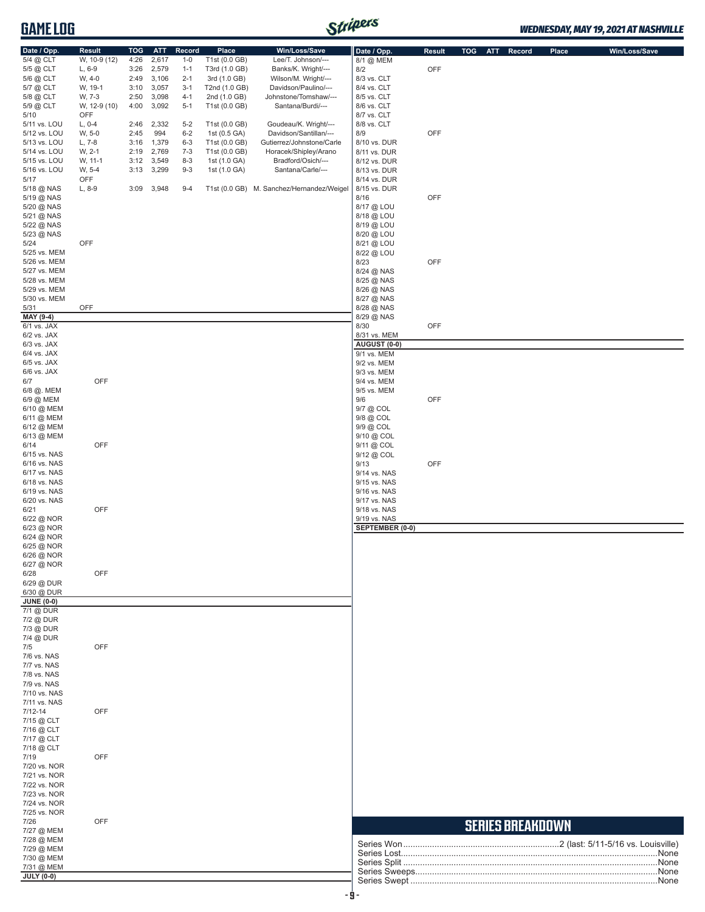## GAME LOG

*WEDNESDAY, MAY 19, 2021 AT NASHVILLE*

| Date / Opp. | Result | TOG | ATT | Record | Place | Win/Loss/Save |
|---|---|---|---|---|---|---|
| 5/4 @ CLT | W, 10-9 (12) | 4:26 | 2,617 | 1-0 | T1st (0.0 GB) | Lee/T. Johnson/--- |
| 5/5 @ CLT | L, 6-9 | 3:26 | 2,579 | 1-1 | T3rd (1.0 GB) | Banks/K. Wright/--- |
| 5/6 @ CLT | W, 4-0 | 2:49 | 3,106 | 2-1 | 3rd (1.0 GB) | Wilson/M. Wright/--- |
| 5/7 @ CLT | W, 19-1 | 3:10 | 3,057 | 3-1 | T2nd (1.0 GB) | Davidson/Paulino/--- |
| 5/8 @ CLT | W, 7-3 | 2:50 | 3,098 | 4-1 | 2nd (1.0 GB) | Johnstone/Tomshaw/--- |
| 5/9 @ CLT | W, 12-9 (10) | 4:00 | 3,092 | 5-1 | T1st (0.0 GB) | Santana/Burdi/--- |
| 5/10 | OFF | | | | | |
| 5/11 vs. LOU | L, 0-4 | 2:46 | 2,332 | 5-2 | T1st (0.0 GB) | Goudeau/K. Wright/--- |
| 5/12 vs. LOU | W, 5-0 | 2:45 | 994 | 6-2 | 1st (0.5 GA) | Davidson/Santillan/--- |
| 5/13 vs. LOU | L, 7-8 | 3:16 | 1,379 | 6-3 | T1st (0.0 GB) | Gutierrez/Johnstone/Carle |
| 5/14 vs. LOU | W, 2-1 | 2:19 | 2,769 | 7-3 | T1st (0.0 GB) | Horacek/Shipley/Arano |
| 5/15 vs. LOU | W, 11-1 | 3:12 | 3,549 | 8-3 | 1st (1.0 GA) | Bradford/Osich/--- |
| 5/16 vs. LOU | W, 5-4 | 3:13 | 3,299 | 9-3 | 1st (1.0 GA) | Santana/Carle/--- |
| 5/17 | OFF | | | | | |
| 5/18 @ NAS | L, 8-9 | 3:09 | 3,948 | 9-4 | T1st (0.0 GB) | M. Sanchez/Hernandez/Weigel |
| 5/19 @ NAS | | | | | | |
| 5/20 @ NAS | | | | | | |
| 5/21 @ NAS | | | | | | |
| 5/22 @ NAS | | | | | | |
| 5/23 @ NAS | | | | | | |
| 5/24 | OFF | | | | | |
| 5/25 vs. MEM | | | | | | |
| 5/26 vs. MEM | | | | | | |
| 5/27 vs. MEM | | | | | | |
| 5/28 vs. MEM | | | | | | |
| 5/29 vs. MEM | | | | | | |
| 5/30 vs. MEM | | | | | | |
| 5/31 | OFF | | | | | |
| **MAY (9-4)** | | | | | | |
| 6/1 vs. JAX | | | | | | |
| 6/2 vs. JAX | | | | | | |
| 6/3 vs. JAX | | | | | | |
| 6/4 vs. JAX | | | | | | |
| 6/5 vs. JAX | | | | | | |
| 6/6 vs. JAX | | | | | | |
| 6/7 | OFF | | | | | |
| 6/8 @. MEM | | | | | | |
| 6/9 @ MEM | | | | | | |
| 6/10 @ MEM | | | | | | |
| 6/11 @ MEM | | | | | | |
| 6/12 @ MEM | | | | | | |
| 6/13 @ MEM | | | | | | |
| 6/14 | OFF | | | | | |
| 6/15 vs. NAS | | | | | | |
| 6/16 vs. NAS | | | | | | |
| 6/17 vs. NAS | | | | | | |
| 6/18 vs. NAS | | | | | | |
| 6/19 vs. NAS | | | | | | |
| 6/20 vs. NAS | | | | | | |
| 6/21 | OFF | | | | | |
| 6/22 @ NOR | | | | | | |
| 6/23 @ NOR | | | | | | |
| 6/24 @ NOR | | | | | | |
| 6/25 @ NOR | | | | | | |
| 6/26 @ NOR | | | | | | |
| 6/27 @ NOR | | | | | | |
| 6/28 | OFF | | | | | |
| 6/29 @ DUR | | | | | | |
| 6/30 @ DUR | | | | | | |
| **JUNE (0-0)** | | | | | | |
| 7/1 @ DUR | | | | | | |
| 7/2 @ DUR | | | | | | |
| 7/3 @ DUR | | | | | | |
| 7/4 @ DUR | | | | | | |
| 7/5 | OFF | | | | | |
| 7/6 vs. NAS | | | | | | |
| 7/7 vs. NAS | | | | | | |
| 7/8 vs. NAS | | | | | | |
| 7/9 vs. NAS | | | | | | |
| 7/10 vs. NAS | | | | | | |
| 7/11 vs. NAS | | | | | | |
| 7/12-14 | OFF | | | | | |
| 7/15 @ CLT | | | | | | |
| 7/16 @ CLT | | | | | | |
| 7/17 @ CLT | | | | | | |
| 7/18 @ CLT | | | | | | |
| 7/19 | OFF | | | | | |
| 7/20 vs. NOR | | | | | | |
| 7/21 vs. NOR | | | | | | |
| 7/22 vs. NOR | | | | | | |
| 7/23 vs. NOR | | | | | | |
| 7/24 vs. NOR | | | | | | |
| 7/25 vs. NOR | | | | | | |
| 7/26 | OFF | | | | | |
| 7/27 @ MEM | | | | | | |
| 7/28 @ MEM | | | | | | |
| 7/29 @ MEM | | | | | | |
| 7/30 @ MEM | | | | | | |
| 7/31 @ MEM | | | | | | |
| **JULY (0-0)** | | | | | | |

| Date / Opp. | Result | TOG | ATT | Record | Place | Win/Loss/Save |
|---|---|---|---|---|---|---|
| 8/1 @ MEM | | | | | | |
| 8/2 | OFF | | | | | |
| 8/3 vs. CLT | | | | | | |
| 8/4 vs. CLT | | | | | | |
| 8/5 vs. CLT | | | | | | |
| 8/6 vs. CLT | | | | | | |
| 8/7 vs. CLT | | | | | | |
| 8/8 vs. CLT | | | | | | |
| 8/9 | OFF | | | | | |
| 8/10 vs. DUR | | | | | | |
| 8/11 vs. DUR | | | | | | |
| 8/12 vs. DUR | | | | | | |
| 8/13 vs. DUR | | | | | | |
| 8/14 vs. DUR | | | | | | |
| 8/15 vs. DUR | | | | | | |
| 8/16 | OFF | | | | | |
| 8/17 @ LOU | | | | | | |
| 8/18 @ LOU | | | | | | |
| 8/19 @ LOU | | | | | | |
| 8/20 @ LOU | | | | | | |
| 8/21 @ LOU | | | | | | |
| 8/22 @ LOU | | | | | | |
| 8/23 | OFF | | | | | |
| 8/24 @ NAS | | | | | | |
| 8/25 @ NAS | | | | | | |
| 8/26 @ NAS | | | | | | |
| 8/27 @ NAS | | | | | | |
| 8/28 @ NAS | | | | | | |
| 8/29 @ NAS | | | | | | |
| 8/30 | OFF | | | | | |
| 8/31 vs. MEM | | | | | | |
| **AUGUST (0-0)** | | | | | | |
| 9/1 vs. MEM | | | | | | |
| 9/2 vs. MEM | | | | | | |
| 9/3 vs. MEM | | | | | | |
| 9/4 vs. MEM | | | | | | |
| 9/5 vs. MEM | | | | | | |
| 9/6 | OFF | | | | | |
| 9/7 @ COL | | | | | | |
| 9/8 @ COL | | | | | | |
| 9/9 @ COL | | | | | | |
| 9/10 @ COL | | | | | | |
| 9/11 @ COL | | | | | | |
| 9/12 @ COL | | | | | | |
| 9/13 | OFF | | | | | |
| 9/14 vs. NAS | | | | | | |
| 9/15 vs. NAS | | | | | | |
| 9/16 vs. NAS | | | | | | |
| 9/17 vs. NAS | | | | | | |
| 9/18 vs. NAS | | | | | | |
| 9/19 vs. NAS | | | | | | |
| **SEPTEMBER (0-0)** | | | | | | |

## SERIES BREAKDOWN

Series Won....................2 (last: 5/11-5/16 vs. Louisville)
Series Lost....................None
Series Split....................None
Series Sweeps....................None
Series Swept....................None